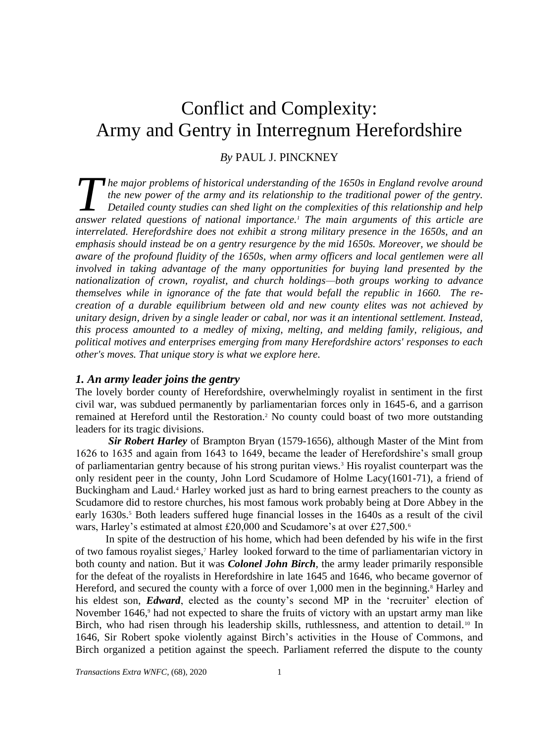# Conflict and Complexity:
# Army and Gentry in Interregnum Herefordshire

*By* PAUL J. PINCKNEY

*The major problems of historical understanding of the 1650s in England revolve around the new power of the army and its relationship to the traditional power of the gentry. Detailed county studies can shed light on the complexities of this relationship and help answer related questions of national importance.*[1] *The main arguments of this article are interrelated. Herefordshire does not exhibit a strong military presence in the 1650s, and an emphasis should instead be on a gentry resurgence by the mid 1650s. Moreover, we should be aware of the profound fluidity of the 1650s, when army officers and local gentlemen were all involved in taking advantage of the many opportunities for buying land presented by the nationalization of crown, royalist, and church holdings—both groups working to advance themselves while in ignorance of the fate that would befall the republic in 1660. The re-creation of a durable equilibrium between old and new county elites was not achieved by unitary design, driven by a single leader or cabal, nor was it an intentional settlement. Instead, this process amounted to a medley of mixing, melting, and melding family, religious, and political motives and enterprises emerging from many Herefordshire actors' responses to each other's moves. That unique story is what we explore here.*

### *1. An army leader joins the gentry*

The lovely border county of Herefordshire, overwhelmingly royalist in sentiment in the first civil war, was subdued permanently by parliamentarian forces only in 1645-6, and a garrison remained at Hereford until the Restoration.[2] No county could boast of two more outstanding leaders for its tragic divisions.

***Sir Robert Harley*** of Brampton Bryan (1579-1656), although Master of the Mint from 1626 to 1635 and again from 1643 to 1649, became the leader of Herefordshire's small group of parliamentarian gentry because of his strong puritan views.[3] His royalist counterpart was the only resident peer in the county, John Lord Scudamore of Holme Lacy(1601-71), a friend of Buckingham and Laud.[4] Harley worked just as hard to bring earnest preachers to the county as Scudamore did to restore churches, his most famous work probably being at Dore Abbey in the early 1630s.[5] Both leaders suffered huge financial losses in the 1640s as a result of the civil wars, Harley's estimated at almost £20,000 and Scudamore's at over £27,500.[6]

In spite of the destruction of his home, which had been defended by his wife in the first of two famous royalist sieges,[7] Harley looked forward to the time of parliamentarian victory in both county and nation. But it was ***Colonel John Birch***, the army leader primarily responsible for the defeat of the royalists in Herefordshire in late 1645 and 1646, who became governor of Hereford, and secured the county with a force of over 1,000 men in the beginning.[8] Harley and his eldest son, ***Edward***, elected as the county's second MP in the 'recruiter' election of November 1646,[9] had not expected to share the fruits of victory with an upstart army man like Birch, who had risen through his leadership skills, ruthlessness, and attention to detail.[10] In 1646, Sir Robert spoke violently against Birch's activities in the House of Commons, and Birch organized a petition against the speech. Parliament referred the dispute to the county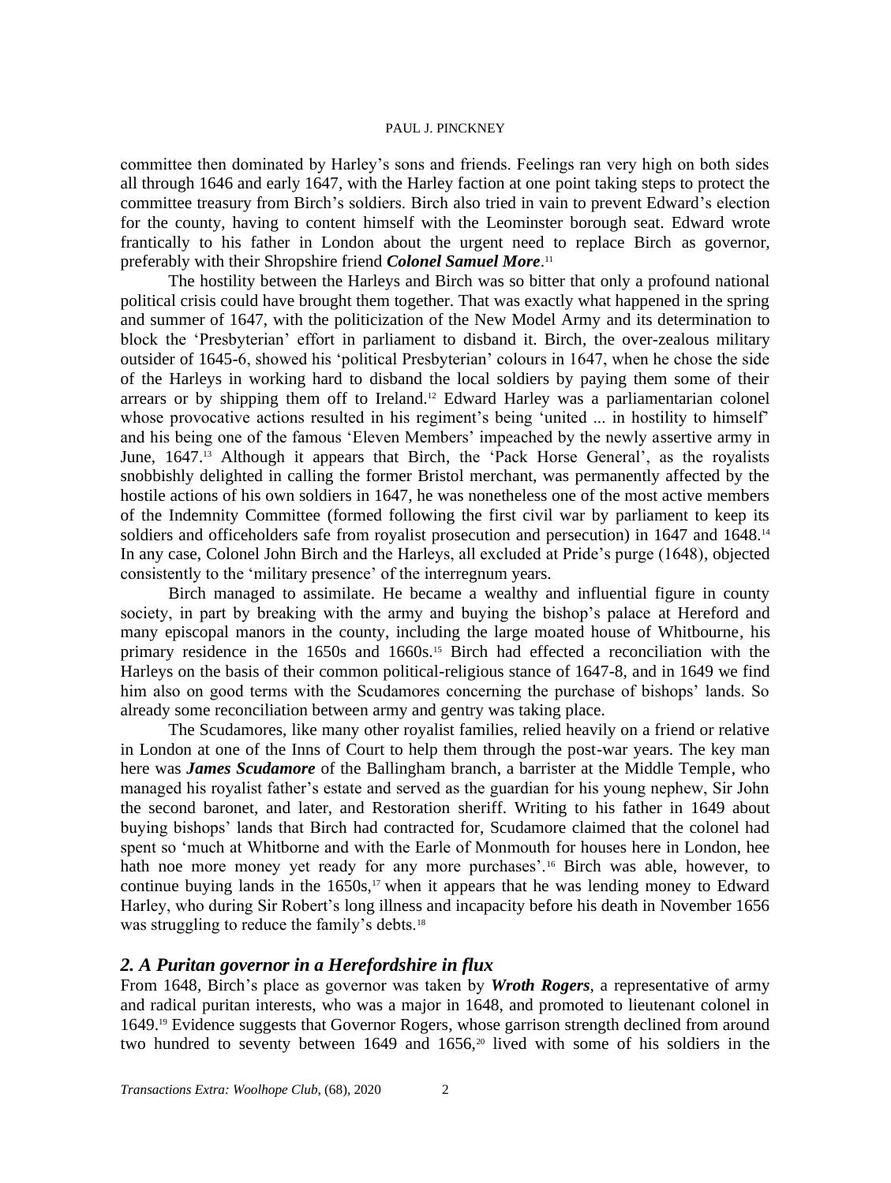committee then dominated by Harley's sons and friends. Feelings ran very high on both sides all through 1646 and early 1647, with the Harley faction at one point taking steps to protect the committee treasury from Birch's soldiers. Birch also tried in vain to prevent Edward's election for the county, having to content himself with the Leominster borough seat. Edward wrote frantically to his father in London about the urgent need to replace Birch as governor, preferably with their Shropshire friend ***Colonel Samuel More***.[11]

The hostility between the Harleys and Birch was so bitter that only a profound national political crisis could have brought them together. That was exactly what happened in the spring and summer of 1647, with the politicization of the New Model Army and its determination to block the 'Presbyterian' effort in parliament to disband it. Birch, the over-zealous military outsider of 1645-6, showed his 'political Presbyterian' colours in 1647, when he chose the side of the Harleys in working hard to disband the local soldiers by paying them some of their arrears or by shipping them off to Ireland.[12] Edward Harley was a parliamentarian colonel whose provocative actions resulted in his regiment's being 'united ... in hostility to himself' and his being one of the famous 'Eleven Members' impeached by the newly assertive army in June, 1647.[13] Although it appears that Birch, the 'Pack Horse General', as the royalists snobbishly delighted in calling the former Bristol merchant, was permanently affected by the hostile actions of his own soldiers in 1647, he was nonetheless one of the most active members of the Indemnity Committee (formed following the first civil war by parliament to keep its soldiers and officeholders safe from royalist prosecution and persecution) in 1647 and 1648.[14] In any case, Colonel John Birch and the Harleys, all excluded at Pride's purge (1648), objected consistently to the 'military presence' of the interregnum years.

Birch managed to assimilate. He became a wealthy and influential figure in county society, in part by breaking with the army and buying the bishop's palace at Hereford and many episcopal manors in the county, including the large moated house of Whitbourne, his primary residence in the 1650s and 1660s.[15] Birch had effected a reconciliation with the Harleys on the basis of their common political-religious stance of 1647-8, and in 1649 we find him also on good terms with the Scudamores concerning the purchase of bishops' lands. So already some reconciliation between army and gentry was taking place.

The Scudamores, like many other royalist families, relied heavily on a friend or relative in London at one of the Inns of Court to help them through the post-war years. The key man here was ***James Scudamore*** of the Ballingham branch, a barrister at the Middle Temple, who managed his royalist father's estate and served as the guardian for his young nephew, Sir John the second baronet, and later, and Restoration sheriff. Writing to his father in 1649 about buying bishops' lands that Birch had contracted for, Scudamore claimed that the colonel had spent so 'much at Whitborne and with the Earle of Monmouth for houses here in London, hee hath noe more money yet ready for any more purchases'.[16] Birch was able, however, to continue buying lands in the 1650s,[17] when it appears that he was lending money to Edward Harley, who during Sir Robert's long illness and incapacity before his death in November 1656 was struggling to reduce the family's debts.[18]

## *2. A Puritan governor in a Herefordshire in flux*

From 1648, Birch's place as governor was taken by ***Wroth Rogers***, a representative of army and radical puritan interests, who was a major in 1648, and promoted to lieutenant colonel in 1649.[19] Evidence suggests that Governor Rogers, whose garrison strength declined from around two hundred to seventy between 1649 and 1656,[20] lived with some of his soldiers in the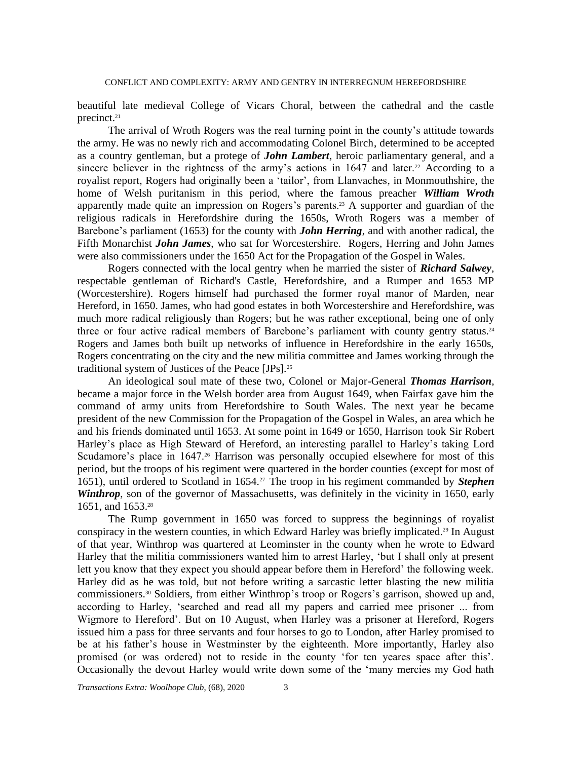beautiful late medieval College of Vicars Choral, between the cathedral and the castle precinct.[21]

The arrival of Wroth Rogers was the real turning point in the county's attitude towards the army. He was no newly rich and accommodating Colonel Birch, determined to be accepted as a country gentleman, but a protege of ***John Lambert***, heroic parliamentary general, and a sincere believer in the rightness of the army's actions in 1647 and later.[22] According to a royalist report, Rogers had originally been a 'tailor', from Llanvaches, in Monmouthshire, the home of Welsh puritanism in this period, where the famous preacher ***William Wroth*** apparently made quite an impression on Rogers's parents.[23] A supporter and guardian of the religious radicals in Herefordshire during the 1650s, Wroth Rogers was a member of Barebone's parliament (1653) for the county with ***John Herring***, and with another radical, the Fifth Monarchist ***John James***, who sat for Worcestershire. Rogers, Herring and John James were also commissioners under the 1650 Act for the Propagation of the Gospel in Wales.

Rogers connected with the local gentry when he married the sister of ***Richard Salwey***, respectable gentleman of Richard's Castle, Herefordshire, and a Rumper and 1653 MP (Worcestershire). Rogers himself had purchased the former royal manor of Marden, near Hereford, in 1650. James, who had good estates in both Worcestershire and Herefordshire, was much more radical religiously than Rogers; but he was rather exceptional, being one of only three or four active radical members of Barebone's parliament with county gentry status.[24] Rogers and James both built up networks of influence in Herefordshire in the early 1650s, Rogers concentrating on the city and the new militia committee and James working through the traditional system of Justices of the Peace [JPs].[25]

An ideological soul mate of these two, Colonel or Major-General ***Thomas Harrison***, became a major force in the Welsh border area from August 1649, when Fairfax gave him the command of army units from Herefordshire to South Wales. The next year he became president of the new Commission for the Propagation of the Gospel in Wales, an area which he and his friends dominated until 1653. At some point in 1649 or 1650, Harrison took Sir Robert Harley's place as High Steward of Hereford, an interesting parallel to Harley's taking Lord Scudamore's place in 1647.[26] Harrison was personally occupied elsewhere for most of this period, but the troops of his regiment were quartered in the border counties (except for most of 1651), until ordered to Scotland in 1654.[27] The troop in his regiment commanded by ***Stephen Winthrop***, son of the governor of Massachusetts, was definitely in the vicinity in 1650, early 1651, and 1653.[28]

The Rump government in 1650 was forced to suppress the beginnings of royalist conspiracy in the western counties, in which Edward Harley was briefly implicated.[29] In August of that year, Winthrop was quartered at Leominster in the county when he wrote to Edward Harley that the militia commissioners wanted him to arrest Harley, 'but I shall only at present lett you know that they expect you should appear before them in Hereford' the following week. Harley did as he was told, but not before writing a sarcastic letter blasting the new militia commissioners.[30] Soldiers, from either Winthrop's troop or Rogers's garrison, showed up and, according to Harley, 'searched and read all my papers and carried mee prisoner ... from Wigmore to Hereford'. But on 10 August, when Harley was a prisoner at Hereford, Rogers issued him a pass for three servants and four horses to go to London, after Harley promised to be at his father's house in Westminster by the eighteenth. More importantly, Harley also promised (or was ordered) not to reside in the county 'for ten yeares space after this'. Occasionally the devout Harley would write down some of the 'many mercies my God hath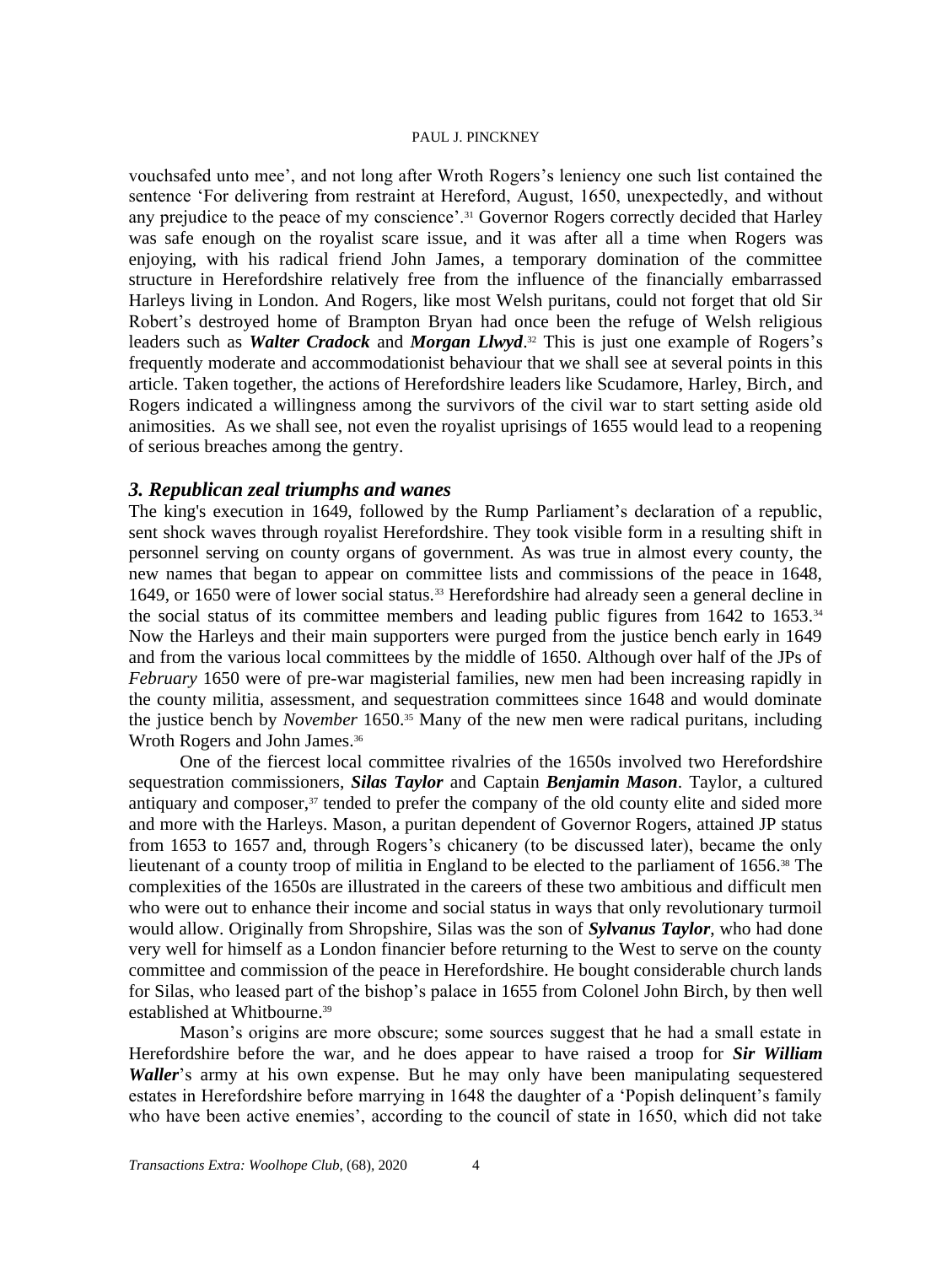vouchsafed unto mee', and not long after Wroth Rogers's leniency one such list contained the sentence 'For delivering from restraint at Hereford, August, 1650, unexpectedly, and without any prejudice to the peace of my conscience'.[31] Governor Rogers correctly decided that Harley was safe enough on the royalist scare issue, and it was after all a time when Rogers was enjoying, with his radical friend John James, a temporary domination of the committee structure in Herefordshire relatively free from the influence of the financially embarrassed Harleys living in London. And Rogers, like most Welsh puritans, could not forget that old Sir Robert's destroyed home of Brampton Bryan had once been the refuge of Welsh religious leaders such as ***Walter Cradock*** and ***Morgan Llwyd***.[32] This is just one example of Rogers's frequently moderate and accommodationist behaviour that we shall see at several points in this article. Taken together, the actions of Herefordshire leaders like Scudamore, Harley, Birch, and Rogers indicated a willingness among the survivors of the civil war to start setting aside old animosities. As we shall see, not even the royalist uprisings of 1655 would lead to a reopening of serious breaches among the gentry.

### *3. Republican zeal triumphs and wanes*

The king's execution in 1649, followed by the Rump Parliament's declaration of a republic, sent shock waves through royalist Herefordshire. They took visible form in a resulting shift in personnel serving on county organs of government. As was true in almost every county, the new names that began to appear on committee lists and commissions of the peace in 1648, 1649, or 1650 were of lower social status.[33] Herefordshire had already seen a general decline in the social status of its committee members and leading public figures from 1642 to 1653.[34] Now the Harleys and their main supporters were purged from the justice bench early in 1649 and from the various local committees by the middle of 1650. Although over half of the JPs of *February* 1650 were of pre-war magisterial families, new men had been increasing rapidly in the county militia, assessment, and sequestration committees since 1648 and would dominate the justice bench by *November* 1650.[35] Many of the new men were radical puritans, including Wroth Rogers and John James.[36]

One of the fiercest local committee rivalries of the 1650s involved two Herefordshire sequestration commissioners, ***Silas Taylor*** and Captain ***Benjamin Mason***. Taylor, a cultured antiquary and composer,[37] tended to prefer the company of the old county elite and sided more and more with the Harleys. Mason, a puritan dependent of Governor Rogers, attained JP status from 1653 to 1657 and, through Rogers's chicanery (to be discussed later), became the only lieutenant of a county troop of militia in England to be elected to the parliament of 1656.[38] The complexities of the 1650s are illustrated in the careers of these two ambitious and difficult men who were out to enhance their income and social status in ways that only revolutionary turmoil would allow. Originally from Shropshire, Silas was the son of ***Sylvanus Taylor***, who had done very well for himself as a London financier before returning to the West to serve on the county committee and commission of the peace in Herefordshire. He bought considerable church lands for Silas, who leased part of the bishop's palace in 1655 from Colonel John Birch, by then well established at Whitbourne.[39]

Mason's origins are more obscure; some sources suggest that he had a small estate in Herefordshire before the war, and he does appear to have raised a troop for ***Sir William Waller***'s army at his own expense. But he may only have been manipulating sequestered estates in Herefordshire before marrying in 1648 the daughter of a 'Popish delinquent's family who have been active enemies', according to the council of state in 1650, which did not take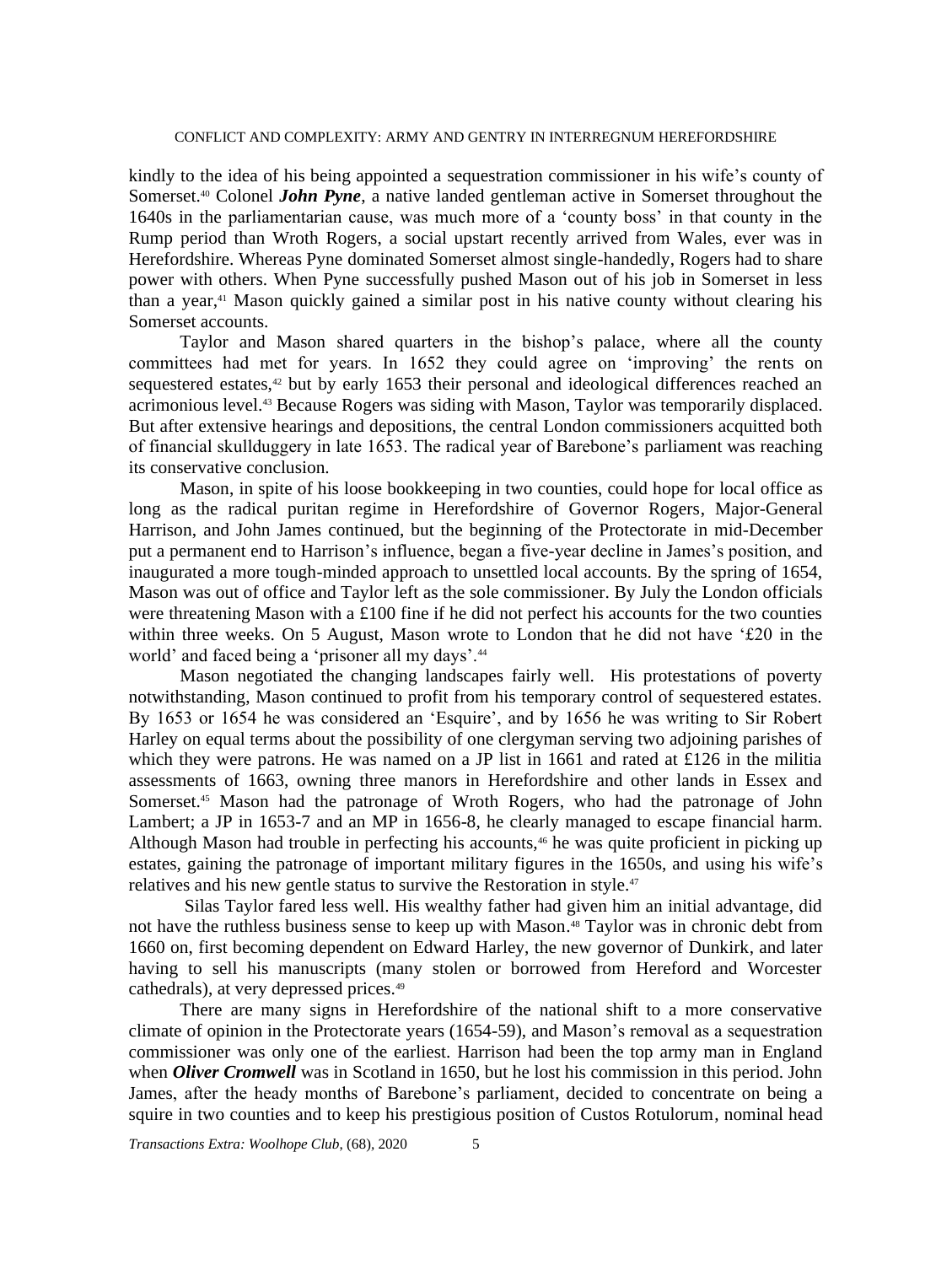kindly to the idea of his being appointed a sequestration commissioner in his wife's county of Somerset.[40] Colonel ***John Pyne***, a native landed gentleman active in Somerset throughout the 1640s in the parliamentarian cause, was much more of a 'county boss' in that county in the Rump period than Wroth Rogers, a social upstart recently arrived from Wales, ever was in Herefordshire. Whereas Pyne dominated Somerset almost single-handedly, Rogers had to share power with others. When Pyne successfully pushed Mason out of his job in Somerset in less than a year,[41] Mason quickly gained a similar post in his native county without clearing his Somerset accounts.

Taylor and Mason shared quarters in the bishop's palace, where all the county committees had met for years. In 1652 they could agree on 'improving' the rents on sequestered estates,[42] but by early 1653 their personal and ideological differences reached an acrimonious level.[43] Because Rogers was siding with Mason, Taylor was temporarily displaced. But after extensive hearings and depositions, the central London commissioners acquitted both of financial skullduggery in late 1653. The radical year of Barebone's parliament was reaching its conservative conclusion.

Mason, in spite of his loose bookkeeping in two counties, could hope for local office as long as the radical puritan regime in Herefordshire of Governor Rogers, Major-General Harrison, and John James continued, but the beginning of the Protectorate in mid-December put a permanent end to Harrison's influence, began a five-year decline in James's position, and inaugurated a more tough-minded approach to unsettled local accounts. By the spring of 1654, Mason was out of office and Taylor left as the sole commissioner. By July the London officials were threatening Mason with a £100 fine if he did not perfect his accounts for the two counties within three weeks. On 5 August, Mason wrote to London that he did not have '£20 in the world' and faced being a 'prisoner all my days'.[44]

Mason negotiated the changing landscapes fairly well. His protestations of poverty notwithstanding, Mason continued to profit from his temporary control of sequestered estates. By 1653 or 1654 he was considered an 'Esquire', and by 1656 he was writing to Sir Robert Harley on equal terms about the possibility of one clergyman serving two adjoining parishes of which they were patrons. He was named on a JP list in 1661 and rated at £126 in the militia assessments of 1663, owning three manors in Herefordshire and other lands in Essex and Somerset.[45] Mason had the patronage of Wroth Rogers, who had the patronage of John Lambert; a JP in 1653-7 and an MP in 1656-8, he clearly managed to escape financial harm. Although Mason had trouble in perfecting his accounts,[46] he was quite proficient in picking up estates, gaining the patronage of important military figures in the 1650s, and using his wife's relatives and his new gentle status to survive the Restoration in style.[47]

Silas Taylor fared less well. His wealthy father had given him an initial advantage, did not have the ruthless business sense to keep up with Mason.[48] Taylor was in chronic debt from 1660 on, first becoming dependent on Edward Harley, the new governor of Dunkirk, and later having to sell his manuscripts (many stolen or borrowed from Hereford and Worcester cathedrals), at very depressed prices.[49]

There are many signs in Herefordshire of the national shift to a more conservative climate of opinion in the Protectorate years (1654-59), and Mason's removal as a sequestration commissioner was only one of the earliest. Harrison had been the top army man in England when ***Oliver Cromwell*** was in Scotland in 1650, but he lost his commission in this period. John James, after the heady months of Barebone's parliament, decided to concentrate on being a squire in two counties and to keep his prestigious position of Custos Rotulorum, nominal head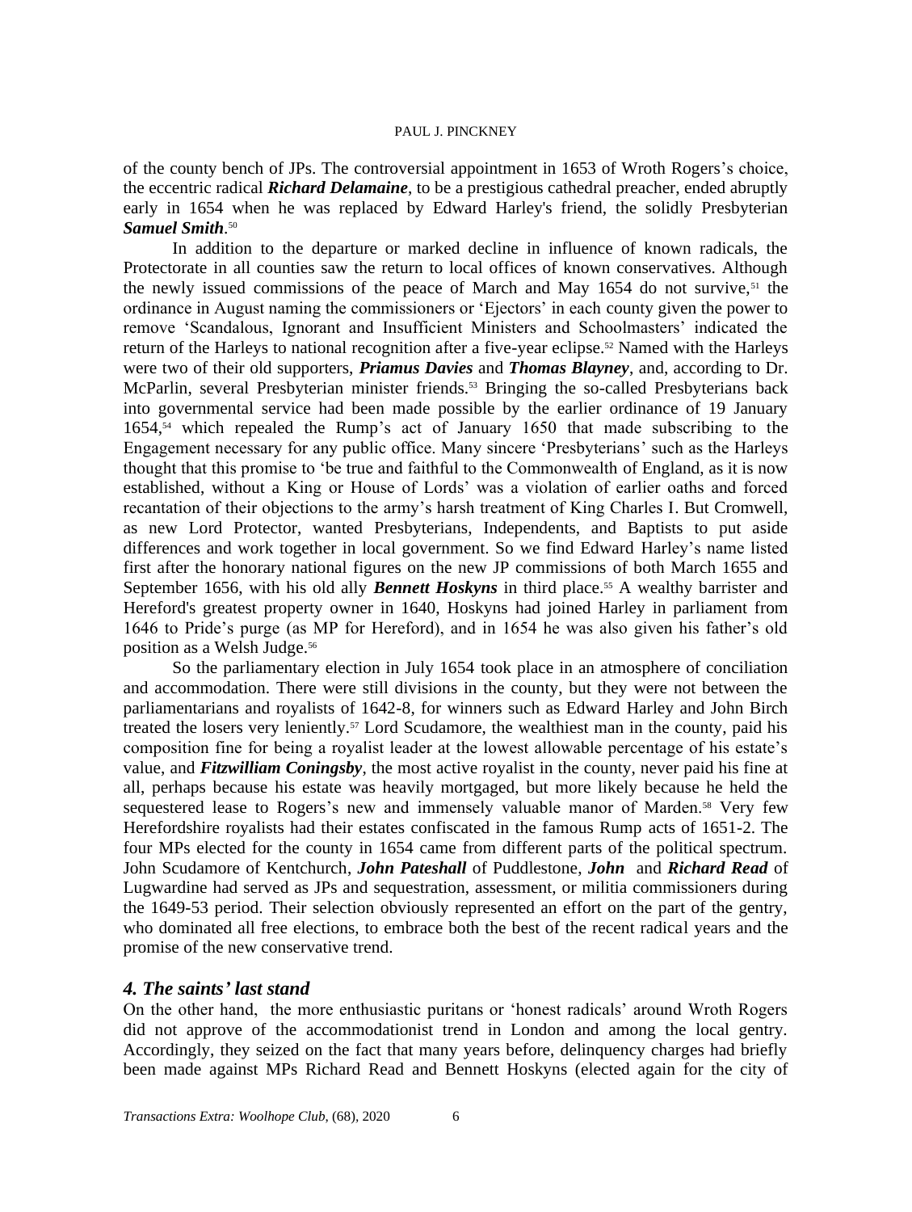of the county bench of JPs. The controversial appointment in 1653 of Wroth Rogers's choice, the eccentric radical ***Richard Delamaine***, to be a prestigious cathedral preacher, ended abruptly early in 1654 when he was replaced by Edward Harley's friend, the solidly Presbyterian ***Samuel Smith***.[50]

In addition to the departure or marked decline in influence of known radicals, the Protectorate in all counties saw the return to local offices of known conservatives. Although the newly issued commissions of the peace of March and May 1654 do not survive,[51] the ordinance in August naming the commissioners or 'Ejectors' in each county given the power to remove 'Scandalous, Ignorant and Insufficient Ministers and Schoolmasters' indicated the return of the Harleys to national recognition after a five-year eclipse.[52] Named with the Harleys were two of their old supporters, ***Priamus Davies*** and ***Thomas Blayney***, and, according to Dr. McParlin, several Presbyterian minister friends.[53] Bringing the so-called Presbyterians back into governmental service had been made possible by the earlier ordinance of 19 January 1654,[54] which repealed the Rump's act of January 1650 that made subscribing to the Engagement necessary for any public office. Many sincere 'Presbyterians' such as the Harleys thought that this promise to 'be true and faithful to the Commonwealth of England, as it is now established, without a King or House of Lords' was a violation of earlier oaths and forced recantation of their objections to the army's harsh treatment of King Charles I. But Cromwell, as new Lord Protector, wanted Presbyterians, Independents, and Baptists to put aside differences and work together in local government. So we find Edward Harley's name listed first after the honorary national figures on the new JP commissions of both March 1655 and September 1656, with his old ally ***Bennett Hoskyns*** in third place.[55] A wealthy barrister and Hereford's greatest property owner in 1640, Hoskyns had joined Harley in parliament from 1646 to Pride's purge (as MP for Hereford), and in 1654 he was also given his father's old position as a Welsh Judge.[56]

So the parliamentary election in July 1654 took place in an atmosphere of conciliation and accommodation. There were still divisions in the county, but they were not between the parliamentarians and royalists of 1642-8, for winners such as Edward Harley and John Birch treated the losers very leniently.[57] Lord Scudamore, the wealthiest man in the county, paid his composition fine for being a royalist leader at the lowest allowable percentage of his estate's value, and ***Fitzwilliam Coningsby***, the most active royalist in the county, never paid his fine at all, perhaps because his estate was heavily mortgaged, but more likely because he held the sequestered lease to Rogers's new and immensely valuable manor of Marden.[58] Very few Herefordshire royalists had their estates confiscated in the famous Rump acts of 1651-2. The four MPs elected for the county in 1654 came from different parts of the political spectrum. John Scudamore of Kentchurch, ***John Pateshall*** of Puddlestone, ***John*** and ***Richard Read*** of Lugwardine had served as JPs and sequestration, assessment, or militia commissioners during the 1649-53 period. Their selection obviously represented an effort on the part of the gentry, who dominated all free elections, to embrace both the best of the recent radical years and the promise of the new conservative trend.

### *4. The saints' last stand*

On the other hand, the more enthusiastic puritans or 'honest radicals' around Wroth Rogers did not approve of the accommodationist trend in London and among the local gentry. Accordingly, they seized on the fact that many years before, delinquency charges had briefly been made against MPs Richard Read and Bennett Hoskyns (elected again for the city of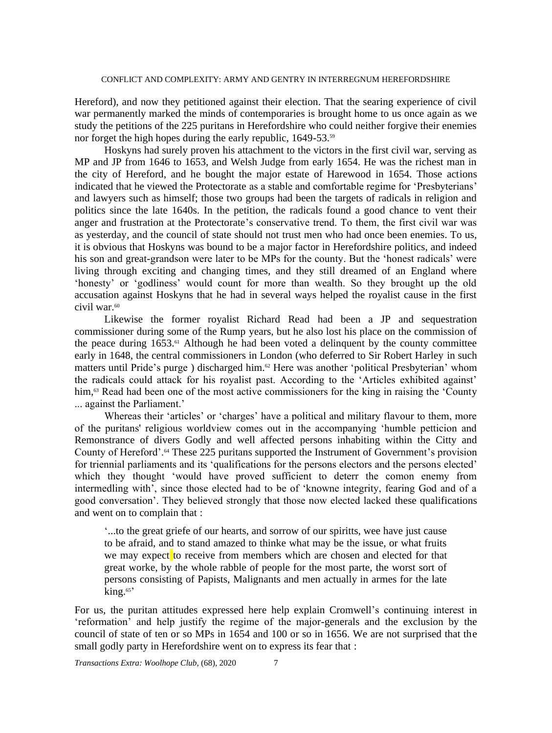Hereford), and now they petitioned against their election. That the searing experience of civil war permanently marked the minds of contemporaries is brought home to us once again as we study the petitions of the 225 puritans in Herefordshire who could neither forgive their enemies nor forget the high hopes during the early republic, 1649-53.[59]

Hoskyns had surely proven his attachment to the victors in the first civil war, serving as MP and JP from 1646 to 1653, and Welsh Judge from early 1654. He was the richest man in the city of Hereford, and he bought the major estate of Harewood in 1654. Those actions indicated that he viewed the Protectorate as a stable and comfortable regime for 'Presbyterians' and lawyers such as himself; those two groups had been the targets of radicals in religion and politics since the late 1640s. In the petition, the radicals found a good chance to vent their anger and frustration at the Protectorate's conservative trend. To them, the first civil war was as yesterday, and the council of state should not trust men who had once been enemies. To us, it is obvious that Hoskyns was bound to be a major factor in Herefordshire politics, and indeed his son and great-grandson were later to be MPs for the county. But the 'honest radicals' were living through exciting and changing times, and they still dreamed of an England where 'honesty' or 'godliness' would count for more than wealth. So they brought up the old accusation against Hoskyns that he had in several ways helped the royalist cause in the first civil war.[60]

Likewise the former royalist Richard Read had been a JP and sequestration commissioner during some of the Rump years, but he also lost his place on the commission of the peace during 1653.[61] Although he had been voted a delinquent by the county committee early in 1648, the central commissioners in London (who deferred to Sir Robert Harley in such matters until Pride's purge ) discharged him.[62] Here was another 'political Presbyterian' whom the radicals could attack for his royalist past. According to the 'Articles exhibited against' him,[63] Read had been one of the most active commissioners for the king in raising the 'County ... against the Parliament.'

Whereas their 'articles' or 'charges' have a political and military flavour to them, more of the puritans' religious worldview comes out in the accompanying 'humble petticion and Remonstrance of divers Godly and well affected persons inhabiting within the Citty and County of Hereford'.[64] These 225 puritans supported the Instrument of Government's provision for triennial parliaments and its 'qualifications for the persons electors and the persons elected' which they thought 'would have proved sufficient to deterr the comon enemy from intermedling with', since those elected had to be of 'knowne integrity, fearing God and of a good conversation'. They believed strongly that those now elected lacked these qualifications and went on to complain that :

> '...to the great griefe of our hearts, and sorrow of our spiritts, wee have just cause to be afraid, and to stand amazed to thinke what may be the issue, or what fruits we may expect to receive from members which are chosen and elected for that great worke, by the whole rabble of people for the most parte, the worst sort of persons consisting of Papists, Malignants and men actually in armes for the late king.[65]'

For us, the puritan attitudes expressed here help explain Cromwell's continuing interest in 'reformation' and help justify the regime of the major-generals and the exclusion by the council of state of ten or so MPs in 1654 and 100 or so in 1656. We are not surprised that the small godly party in Herefordshire went on to express its fear that :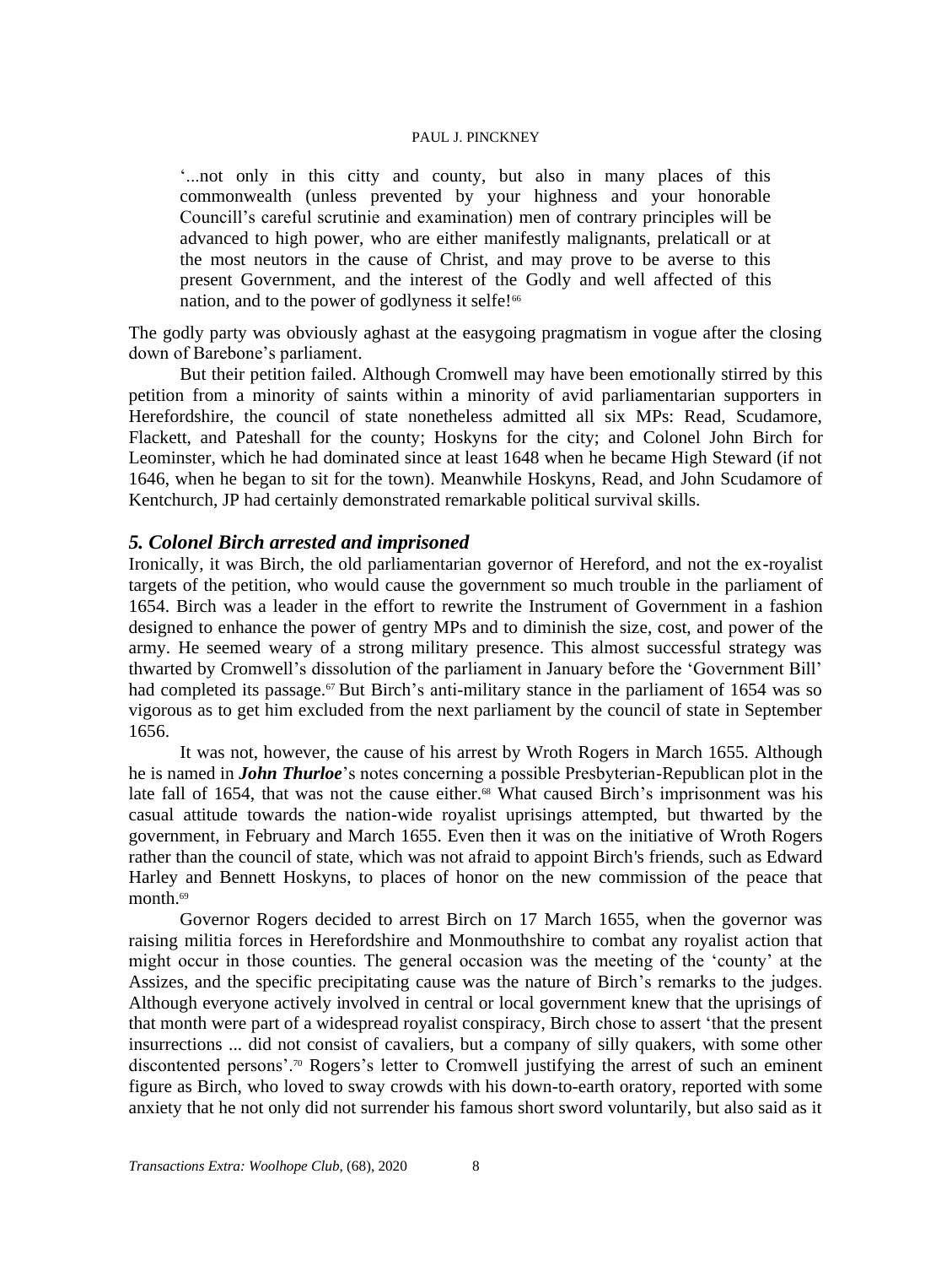> '...not only in this citty and county, but also in many places of this commonwealth (unless prevented by your highness and your honorable Councill's careful scrutinie and examination) men of contrary principles will be advanced to high power, who are either manifestly malignants, prelaticall or at the most neutors in the cause of Christ, and may prove to be averse to this present Government, and the interest of the Godly and well affected of this nation, and to the power of godlyness it selfe![66]

The godly party was obviously aghast at the easygoing pragmatism in vogue after the closing down of Barebone's parliament.

But their petition failed. Although Cromwell may have been emotionally stirred by this petition from a minority of saints within a minority of avid parliamentarian supporters in Herefordshire, the council of state nonetheless admitted all six MPs: Read, Scudamore, Flackett, and Pateshall for the county; Hoskyns for the city; and Colonel John Birch for Leominster, which he had dominated since at least 1648 when he became High Steward (if not 1646, when he began to sit for the town). Meanwhile Hoskyns, Read, and John Scudamore of Kentchurch, JP had certainly demonstrated remarkable political survival skills.

### *5. Colonel Birch arrested and imprisoned*

Ironically, it was Birch, the old parliamentarian governor of Hereford, and not the ex-royalist targets of the petition, who would cause the government so much trouble in the parliament of 1654. Birch was a leader in the effort to rewrite the Instrument of Government in a fashion designed to enhance the power of gentry MPs and to diminish the size, cost, and power of the army. He seemed weary of a strong military presence. This almost successful strategy was thwarted by Cromwell's dissolution of the parliament in January before the 'Government Bill' had completed its passage.[67] But Birch's anti-military stance in the parliament of 1654 was so vigorous as to get him excluded from the next parliament by the council of state in September 1656.

It was not, however, the cause of his arrest by Wroth Rogers in March 1655. Although he is named in ***John Thurloe***'s notes concerning a possible Presbyterian-Republican plot in the late fall of 1654, that was not the cause either.[68] What caused Birch's imprisonment was his casual attitude towards the nation-wide royalist uprisings attempted, but thwarted by the government, in February and March 1655. Even then it was on the initiative of Wroth Rogers rather than the council of state, which was not afraid to appoint Birch's friends, such as Edward Harley and Bennett Hoskyns, to places of honor on the new commission of the peace that month.[69]

Governor Rogers decided to arrest Birch on 17 March 1655, when the governor was raising militia forces in Herefordshire and Monmouthshire to combat any royalist action that might occur in those counties. The general occasion was the meeting of the 'county' at the Assizes, and the specific precipitating cause was the nature of Birch's remarks to the judges. Although everyone actively involved in central or local government knew that the uprisings of that month were part of a widespread royalist conspiracy, Birch chose to assert 'that the present insurrections ... did not consist of cavaliers, but a company of silly quakers, with some other discontented persons'.[70] Rogers's letter to Cromwell justifying the arrest of such an eminent figure as Birch, who loved to sway crowds with his down-to-earth oratory, reported with some anxiety that he not only did not surrender his famous short sword voluntarily, but also said as it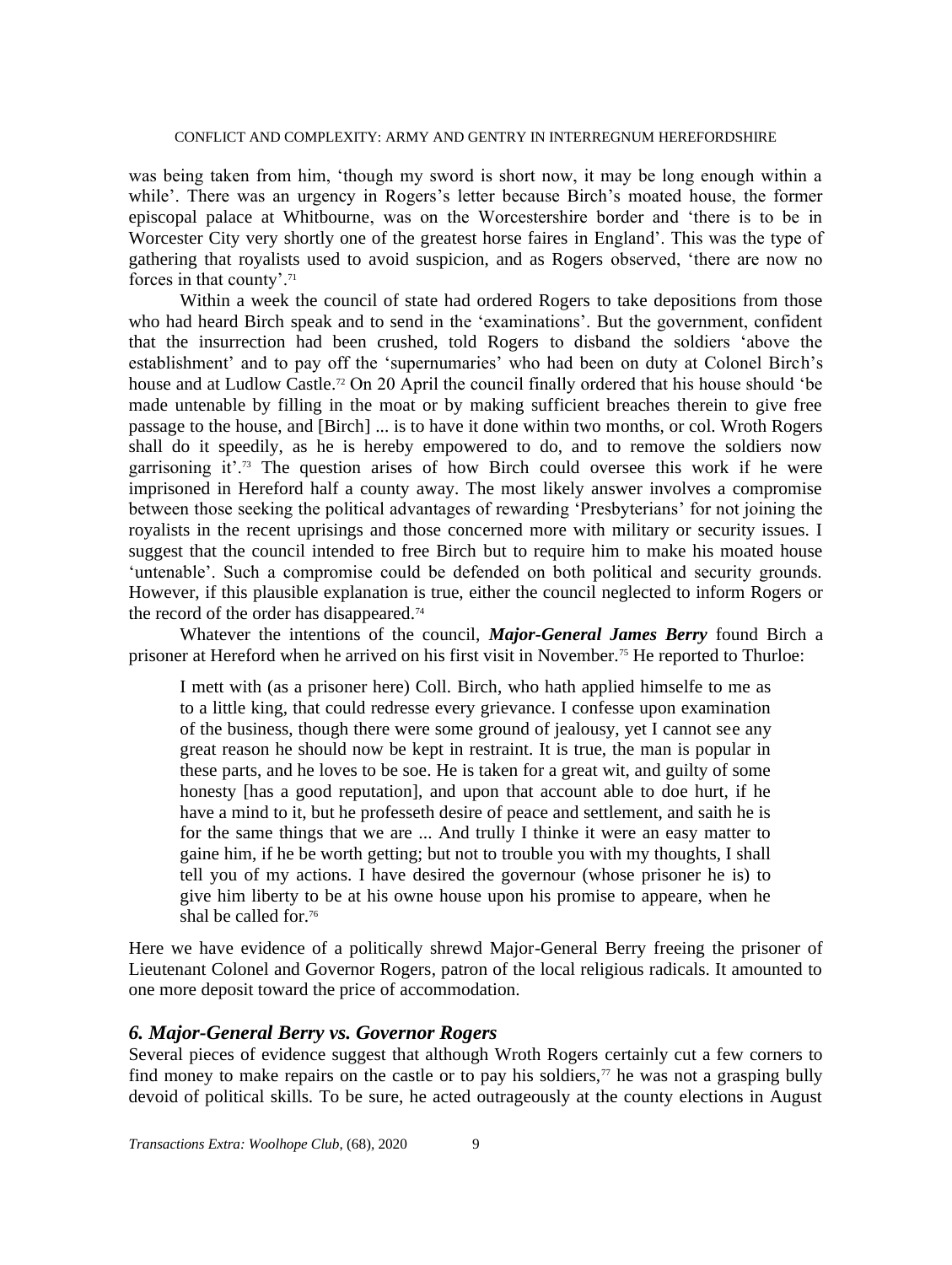was being taken from him, 'though my sword is short now, it may be long enough within a while'. There was an urgency in Rogers's letter because Birch's moated house, the former episcopal palace at Whitbourne, was on the Worcestershire border and 'there is to be in Worcester City very shortly one of the greatest horse faires in England'. This was the type of gathering that royalists used to avoid suspicion, and as Rogers observed, 'there are now no forces in that county'.[71]

Within a week the council of state had ordered Rogers to take depositions from those who had heard Birch speak and to send in the 'examinations'. But the government, confident that the insurrection had been crushed, told Rogers to disband the soldiers 'above the establishment' and to pay off the 'supernumaries' who had been on duty at Colonel Birch's house and at Ludlow Castle.[72] On 20 April the council finally ordered that his house should 'be made untenable by filling in the moat or by making sufficient breaches therein to give free passage to the house, and [Birch] ... is to have it done within two months, or col. Wroth Rogers shall do it speedily, as he is hereby empowered to do, and to remove the soldiers now garrisoning it'.[73] The question arises of how Birch could oversee this work if he were imprisoned in Hereford half a county away. The most likely answer involves a compromise between those seeking the political advantages of rewarding 'Presbyterians' for not joining the royalists in the recent uprisings and those concerned more with military or security issues. I suggest that the council intended to free Birch but to require him to make his moated house 'untenable'. Such a compromise could be defended on both political and security grounds. However, if this plausible explanation is true, either the council neglected to inform Rogers or the record of the order has disappeared.[74]

Whatever the intentions of the council, ***Major-General James Berry*** found Birch a prisoner at Hereford when he arrived on his first visit in November.[75] He reported to Thurloe:

> I mett with (as a prisoner here) Coll. Birch, who hath applied himselfe to me as to a little king, that could redresse every grievance. I confesse upon examination of the business, though there were some ground of jealousy, yet I cannot see any great reason he should now be kept in restraint. It is true, the man is popular in these parts, and he loves to be soe. He is taken for a great wit, and guilty of some honesty [has a good reputation], and upon that account able to doe hurt, if he have a mind to it, but he professeth desire of peace and settlement, and saith he is for the same things that we are ... And trully I thinke it were an easy matter to gaine him, if he be worth getting; but not to trouble you with my thoughts, I shall tell you of my actions. I have desired the governour (whose prisoner he is) to give him liberty to be at his owne house upon his promise to appeare, when he shal be called for.[76]

Here we have evidence of a politically shrewd Major-General Berry freeing the prisoner of Lieutenant Colonel and Governor Rogers, patron of the local religious radicals. It amounted to one more deposit toward the price of accommodation.

### *6. Major-General Berry vs. Governor Rogers*

Several pieces of evidence suggest that although Wroth Rogers certainly cut a few corners to find money to make repairs on the castle or to pay his soldiers,[77] he was not a grasping bully devoid of political skills. To be sure, he acted outrageously at the county elections in August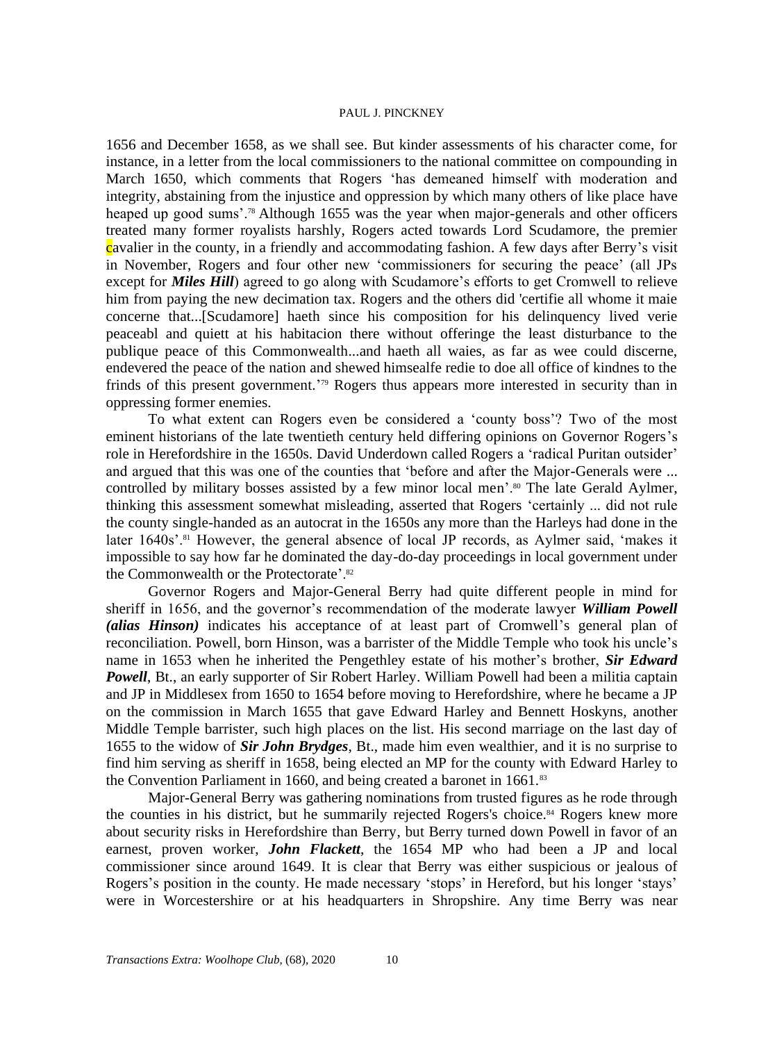1656 and December 1658, as we shall see. But kinder assessments of his character come, for instance, in a letter from the local commissioners to the national committee on compounding in March 1650, which comments that Rogers 'has demeaned himself with moderation and integrity, abstaining from the injustice and oppression by which many others of like place have heaped up good sums'.[78] Although 1655 was the year when major-generals and other officers treated many former royalists harshly, Rogers acted towards Lord Scudamore, the premier cavalier in the county, in a friendly and accommodating fashion. A few days after Berry's visit in November, Rogers and four other new 'commissioners for securing the peace' (all JPs except for ***Miles Hill***) agreed to go along with Scudamore's efforts to get Cromwell to relieve him from paying the new decimation tax. Rogers and the others did 'certifie all whome it maie concerne that...[Scudamore] haeth since his composition for his delinquency lived verie peaceabl and quiett at his habitacion there without offeringe the least disturbance to the publique peace of this Commonwealth...and haeth all waies, as far as wee could discerne, endevered the peace of the nation and shewed himsealfe redie to doe all office of kindnes to the frinds of this present government.'[79] Rogers thus appears more interested in security than in oppressing former enemies.

To what extent can Rogers even be considered a 'county boss'? Two of the most eminent historians of the late twentieth century held differing opinions on Governor Rogers's role in Herefordshire in the 1650s. David Underdown called Rogers a 'radical Puritan outsider' and argued that this was one of the counties that 'before and after the Major-Generals were ... controlled by military bosses assisted by a few minor local men'.[80] The late Gerald Aylmer, thinking this assessment somewhat misleading, asserted that Rogers 'certainly ... did not rule the county single-handed as an autocrat in the 1650s any more than the Harleys had done in the later 1640s'.[81] However, the general absence of local JP records, as Aylmer said, 'makes it impossible to say how far he dominated the day-do-day proceedings in local government under the Commonwealth or the Protectorate'.[82]

Governor Rogers and Major-General Berry had quite different people in mind for sheriff in 1656, and the governor's recommendation of the moderate lawyer ***William Powell (alias Hinson)*** indicates his acceptance of at least part of Cromwell's general plan of reconciliation. Powell, born Hinson, was a barrister of the Middle Temple who took his uncle's name in 1653 when he inherited the Pengethley estate of his mother's brother, ***Sir Edward Powell***, Bt., an early supporter of Sir Robert Harley. William Powell had been a militia captain and JP in Middlesex from 1650 to 1654 before moving to Herefordshire, where he became a JP on the commission in March 1655 that gave Edward Harley and Bennett Hoskyns, another Middle Temple barrister, such high places on the list. His second marriage on the last day of 1655 to the widow of ***Sir John Brydges***, Bt., made him even wealthier, and it is no surprise to find him serving as sheriff in 1658, being elected an MP for the county with Edward Harley to the Convention Parliament in 1660, and being created a baronet in 1661.[83]

Major-General Berry was gathering nominations from trusted figures as he rode through the counties in his district, but he summarily rejected Rogers's choice.[84] Rogers knew more about security risks in Herefordshire than Berry, but Berry turned down Powell in favor of an earnest, proven worker, ***John Flackett***, the 1654 MP who had been a JP and local commissioner since around 1649. It is clear that Berry was either suspicious or jealous of Rogers's position in the county. He made necessary 'stops' in Hereford, but his longer 'stays' were in Worcestershire or at his headquarters in Shropshire. Any time Berry was near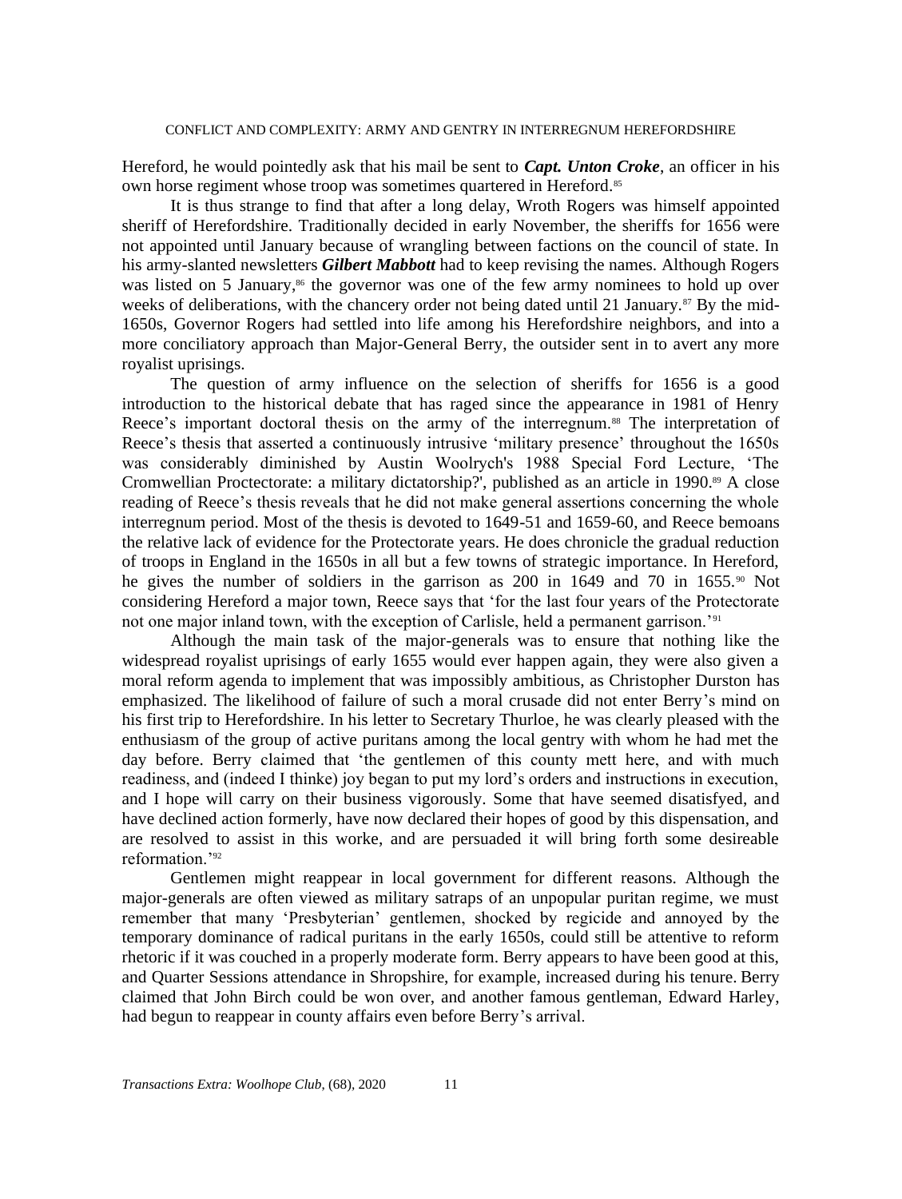Hereford, he would pointedly ask that his mail be sent to ***Capt. Unton Croke***, an officer in his own horse regiment whose troop was sometimes quartered in Hereford.[85]

It is thus strange to find that after a long delay, Wroth Rogers was himself appointed sheriff of Herefordshire. Traditionally decided in early November, the sheriffs for 1656 were not appointed until January because of wrangling between factions on the council of state. In his army-slanted newsletters ***Gilbert Mabbott*** had to keep revising the names. Although Rogers was listed on 5 January,[86] the governor was one of the few army nominees to hold up over weeks of deliberations, with the chancery order not being dated until 21 January.[87] By the mid-1650s, Governor Rogers had settled into life among his Herefordshire neighbors, and into a more conciliatory approach than Major-General Berry, the outsider sent in to avert any more royalist uprisings.

The question of army influence on the selection of sheriffs for 1656 is a good introduction to the historical debate that has raged since the appearance in 1981 of Henry Reece's important doctoral thesis on the army of the interregnum.[88] The interpretation of Reece's thesis that asserted a continuously intrusive 'military presence' throughout the 1650s was considerably diminished by Austin Woolrych's 1988 Special Ford Lecture, 'The Cromwellian Proctectorate: a military dictatorship?', published as an article in 1990.[89] A close reading of Reece's thesis reveals that he did not make general assertions concerning the whole interregnum period. Most of the thesis is devoted to 1649-51 and 1659-60, and Reece bemoans the relative lack of evidence for the Protectorate years. He does chronicle the gradual reduction of troops in England in the 1650s in all but a few towns of strategic importance. In Hereford, he gives the number of soldiers in the garrison as 200 in 1649 and 70 in 1655.[90] Not considering Hereford a major town, Reece says that 'for the last four years of the Protectorate not one major inland town, with the exception of Carlisle, held a permanent garrison.'[91]

Although the main task of the major-generals was to ensure that nothing like the widespread royalist uprisings of early 1655 would ever happen again, they were also given a moral reform agenda to implement that was impossibly ambitious, as Christopher Durston has emphasized. The likelihood of failure of such a moral crusade did not enter Berry's mind on his first trip to Herefordshire. In his letter to Secretary Thurloe, he was clearly pleased with the enthusiasm of the group of active puritans among the local gentry with whom he had met the day before. Berry claimed that 'the gentlemen of this county mett here, and with much readiness, and (indeed I thinke) joy began to put my lord's orders and instructions in execution, and I hope will carry on their business vigorously. Some that have seemed disatisfyed, and have declined action formerly, have now declared their hopes of good by this dispensation, and are resolved to assist in this worke, and are persuaded it will bring forth some desireable reformation.'[92]

Gentlemen might reappear in local government for different reasons. Although the major-generals are often viewed as military satraps of an unpopular puritan regime, we must remember that many 'Presbyterian' gentlemen, shocked by regicide and annoyed by the temporary dominance of radical puritans in the early 1650s, could still be attentive to reform rhetoric if it was couched in a properly moderate form. Berry appears to have been good at this, and Quarter Sessions attendance in Shropshire, for example, increased during his tenure. Berry claimed that John Birch could be won over, and another famous gentleman, Edward Harley, had begun to reappear in county affairs even before Berry's arrival.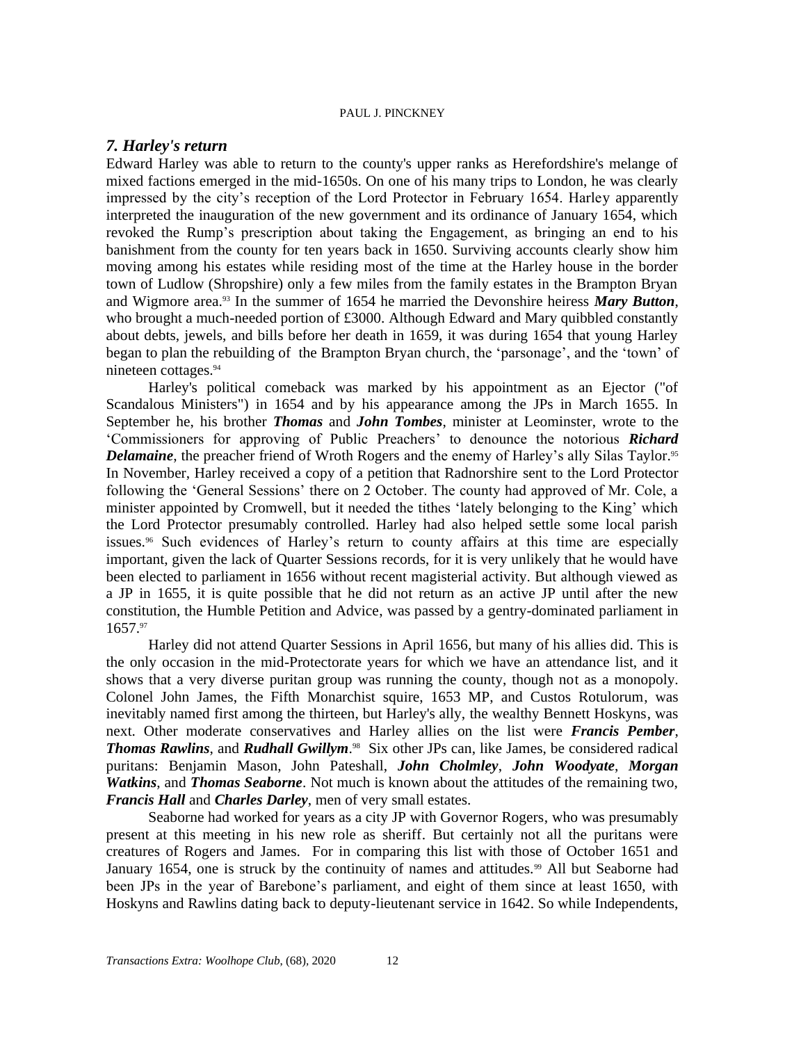## *7. Harley's return*

Edward Harley was able to return to the county's upper ranks as Herefordshire's melange of mixed factions emerged in the mid-1650s. On one of his many trips to London, he was clearly impressed by the city's reception of the Lord Protector in February 1654. Harley apparently interpreted the inauguration of the new government and its ordinance of January 1654, which revoked the Rump's prescription about taking the Engagement, as bringing an end to his banishment from the county for ten years back in 1650. Surviving accounts clearly show him moving among his estates while residing most of the time at the Harley house in the border town of Ludlow (Shropshire) only a few miles from the family estates in the Brampton Bryan and Wigmore area.[93] In the summer of 1654 he married the Devonshire heiress ***Mary Button***, who brought a much-needed portion of £3000. Although Edward and Mary quibbled constantly about debts, jewels, and bills before her death in 1659, it was during 1654 that young Harley began to plan the rebuilding of the Brampton Bryan church, the 'parsonage', and the 'town' of nineteen cottages.[94]

Harley's political comeback was marked by his appointment as an Ejector ("of Scandalous Ministers") in 1654 and by his appearance among the JPs in March 1655. In September he, his brother ***Thomas*** and ***John Tombes***, minister at Leominster, wrote to the 'Commissioners for approving of Public Preachers' to denounce the notorious ***Richard Delamaine***, the preacher friend of Wroth Rogers and the enemy of Harley's ally Silas Taylor.[95] In November, Harley received a copy of a petition that Radnorshire sent to the Lord Protector following the 'General Sessions' there on 2 October. The county had approved of Mr. Cole, a minister appointed by Cromwell, but it needed the tithes 'lately belonging to the King' which the Lord Protector presumably controlled. Harley had also helped settle some local parish issues.[96] Such evidences of Harley's return to county affairs at this time are especially important, given the lack of Quarter Sessions records, for it is very unlikely that he would have been elected to parliament in 1656 without recent magisterial activity. But although viewed as a JP in 1655, it is quite possible that he did not return as an active JP until after the new constitution, the Humble Petition and Advice, was passed by a gentry-dominated parliament in 1657.[97]

Harley did not attend Quarter Sessions in April 1656, but many of his allies did. This is the only occasion in the mid-Protectorate years for which we have an attendance list, and it shows that a very diverse puritan group was running the county, though not as a monopoly. Colonel John James, the Fifth Monarchist squire, 1653 MP, and Custos Rotulorum, was inevitably named first among the thirteen, but Harley's ally, the wealthy Bennett Hoskyns, was next. Other moderate conservatives and Harley allies on the list were ***Francis Pember***, ***Thomas Rawlins***, and ***Rudhall Gwillym***.[98] Six other JPs can, like James, be considered radical puritans: Benjamin Mason, John Pateshall, ***John Cholmley***, ***John Woodyate***, ***Morgan Watkins***, and ***Thomas Seaborne***. Not much is known about the attitudes of the remaining two, ***Francis Hall*** and ***Charles Darley***, men of very small estates.

Seaborne had worked for years as a city JP with Governor Rogers, who was presumably present at this meeting in his new role as sheriff. But certainly not all the puritans were creatures of Rogers and James. For in comparing this list with those of October 1651 and January 1654, one is struck by the continuity of names and attitudes.[99] All but Seaborne had been JPs in the year of Barebone's parliament, and eight of them since at least 1650, with Hoskyns and Rawlins dating back to deputy-lieutenant service in 1642. So while Independents,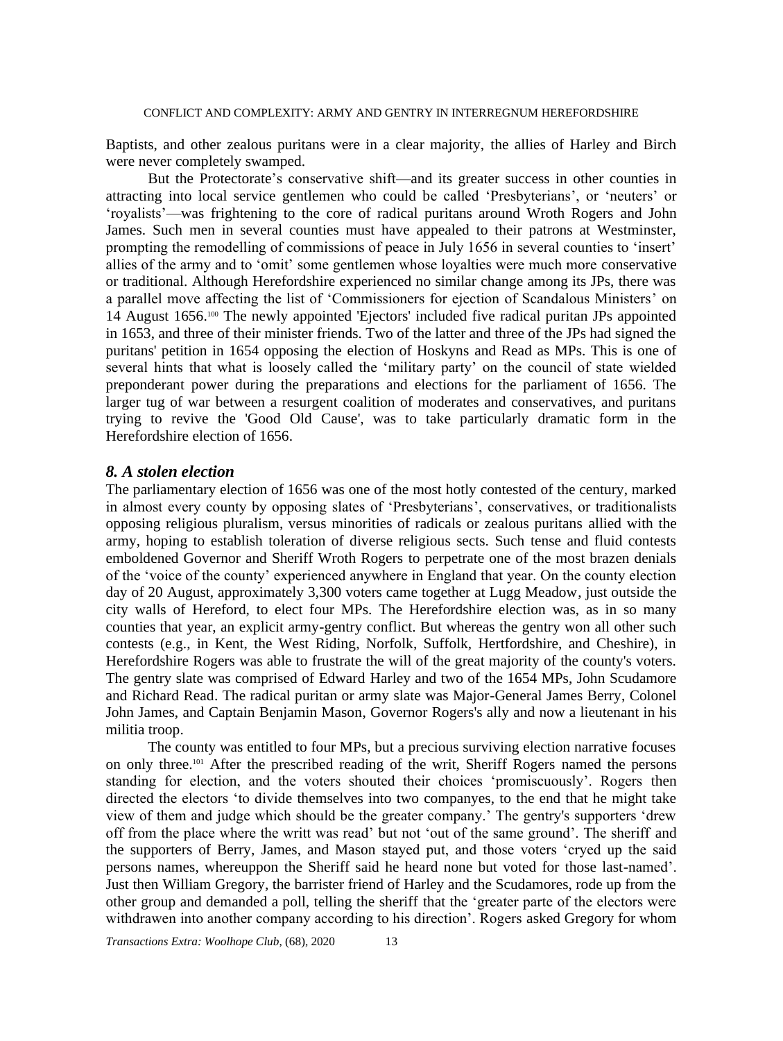Baptists, and other zealous puritans were in a clear majority, the allies of Harley and Birch were never completely swamped.

But the Protectorate's conservative shift—and its greater success in other counties in attracting into local service gentlemen who could be called 'Presbyterians', or 'neuters' or 'royalists'—was frightening to the core of radical puritans around Wroth Rogers and John James. Such men in several counties must have appealed to their patrons at Westminster, prompting the remodelling of commissions of peace in July 1656 in several counties to 'insert' allies of the army and to 'omit' some gentlemen whose loyalties were much more conservative or traditional. Although Herefordshire experienced no similar change among its JPs, there was a parallel move affecting the list of 'Commissioners for ejection of Scandalous Ministers' on 14 August 1656.[100] The newly appointed 'Ejectors' included five radical puritan JPs appointed in 1653, and three of their minister friends. Two of the latter and three of the JPs had signed the puritans' petition in 1654 opposing the election of Hoskyns and Read as MPs. This is one of several hints that what is loosely called the 'military party' on the council of state wielded preponderant power during the preparations and elections for the parliament of 1656. The larger tug of war between a resurgent coalition of moderates and conservatives, and puritans trying to revive the 'Good Old Cause', was to take particularly dramatic form in the Herefordshire election of 1656.

## *8. A stolen election*

The parliamentary election of 1656 was one of the most hotly contested of the century, marked in almost every county by opposing slates of 'Presbyterians', conservatives, or traditionalists opposing religious pluralism, versus minorities of radicals or zealous puritans allied with the army, hoping to establish toleration of diverse religious sects. Such tense and fluid contests emboldened Governor and Sheriff Wroth Rogers to perpetrate one of the most brazen denials of the 'voice of the county' experienced anywhere in England that year. On the county election day of 20 August, approximately 3,300 voters came together at Lugg Meadow, just outside the city walls of Hereford, to elect four MPs. The Herefordshire election was, as in so many counties that year, an explicit army-gentry conflict. But whereas the gentry won all other such contests (e.g., in Kent, the West Riding, Norfolk, Suffolk, Hertfordshire, and Cheshire), in Herefordshire Rogers was able to frustrate the will of the great majority of the county's voters. The gentry slate was comprised of Edward Harley and two of the 1654 MPs, John Scudamore and Richard Read. The radical puritan or army slate was Major-General James Berry, Colonel John James, and Captain Benjamin Mason, Governor Rogers's ally and now a lieutenant in his militia troop.

The county was entitled to four MPs, but a precious surviving election narrative focuses on only three.[101] After the prescribed reading of the writ, Sheriff Rogers named the persons standing for election, and the voters shouted their choices 'promiscuously'. Rogers then directed the electors 'to divide themselves into two companyes, to the end that he might take view of them and judge which should be the greater company.' The gentry's supporters 'drew off from the place where the writt was read' but not 'out of the same ground'. The sheriff and the supporters of Berry, James, and Mason stayed put, and those voters 'cryed up the said persons names, whereuppon the Sheriff said he heard none but voted for those last-named'. Just then William Gregory, the barrister friend of Harley and the Scudamores, rode up from the other group and demanded a poll, telling the sheriff that the 'greater parte of the electors were withdrawen into another company according to his direction'. Rogers asked Gregory for whom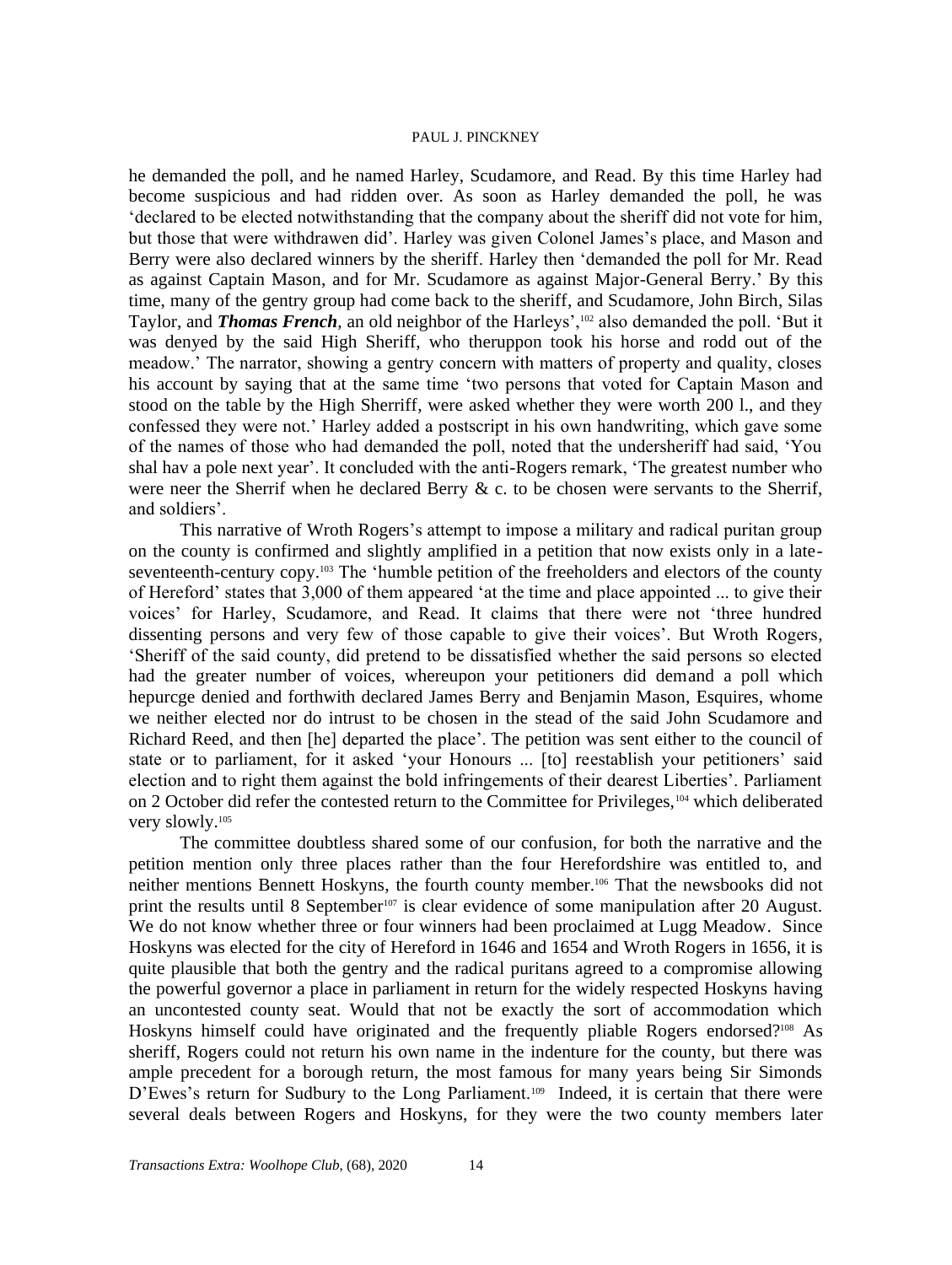he demanded the poll, and he named Harley, Scudamore, and Read. By this time Harley had become suspicious and had ridden over. As soon as Harley demanded the poll, he was 'declared to be elected notwithstanding that the company about the sheriff did not vote for him, but those that were withdrawen did'. Harley was given Colonel James's place, and Mason and Berry were also declared winners by the sheriff. Harley then 'demanded the poll for Mr. Read as against Captain Mason, and for Mr. Scudamore as against Major-General Berry.' By this time, many of the gentry group had come back to the sheriff, and Scudamore, John Birch, Silas Taylor, and ***Thomas French***, an old neighbor of the Harleys',[102] also demanded the poll. 'But it was denyed by the said High Sheriff, who theruppon took his horse and rodd out of the meadow.' The narrator, showing a gentry concern with matters of property and quality, closes his account by saying that at the same time 'two persons that voted for Captain Mason and stood on the table by the High Sherriff, were asked whether they were worth 200 l., and they confessed they were not.' Harley added a postscript in his own handwriting, which gave some of the names of those who had demanded the poll, noted that the undersheriff had said, 'You shal hav a pole next year'. It concluded with the anti-Rogers remark, 'The greatest number who were neer the Sherrif when he declared Berry & c. to be chosen were servants to the Sherrif, and soldiers'.

This narrative of Wroth Rogers's attempt to impose a military and radical puritan group on the county is confirmed and slightly amplified in a petition that now exists only in a late-seventeenth-century copy.[103] The 'humble petition of the freeholders and electors of the county of Hereford' states that 3,000 of them appeared 'at the time and place appointed ... to give their voices' for Harley, Scudamore, and Read. It claims that there were not 'three hundred dissenting persons and very few of those capable to give their voices'. But Wroth Rogers, 'Sheriff of the said county, did pretend to be dissatisfied whether the said persons so elected had the greater number of voices, whereupon your petitioners did demand a poll which hepurcge denied and forthwith declared James Berry and Benjamin Mason, Esquires, whome we neither elected nor do intrust to be chosen in the stead of the said John Scudamore and Richard Reed, and then [he] departed the place'. The petition was sent either to the council of state or to parliament, for it asked 'your Honours ... [to] reestablish your petitioners' said election and to right them against the bold infringements of their dearest Liberties'. Parliament on 2 October did refer the contested return to the Committee for Privileges,[104] which deliberated very slowly.[105]

The committee doubtless shared some of our confusion, for both the narrative and the petition mention only three places rather than the four Herefordshire was entitled to, and neither mentions Bennett Hoskyns, the fourth county member.[106] That the newsbooks did not print the results until 8 September[107] is clear evidence of some manipulation after 20 August. We do not know whether three or four winners had been proclaimed at Lugg Meadow. Since Hoskyns was elected for the city of Hereford in 1646 and 1654 and Wroth Rogers in 1656, it is quite plausible that both the gentry and the radical puritans agreed to a compromise allowing the powerful governor a place in parliament in return for the widely respected Hoskyns having an uncontested county seat. Would that not be exactly the sort of accommodation which Hoskyns himself could have originated and the frequently pliable Rogers endorsed?[108] As sheriff, Rogers could not return his own name in the indenture for the county, but there was ample precedent for a borough return, the most famous for many years being Sir Simonds D'Ewes's return for Sudbury to the Long Parliament.[109] Indeed, it is certain that there were several deals between Rogers and Hoskyns, for they were the two county members later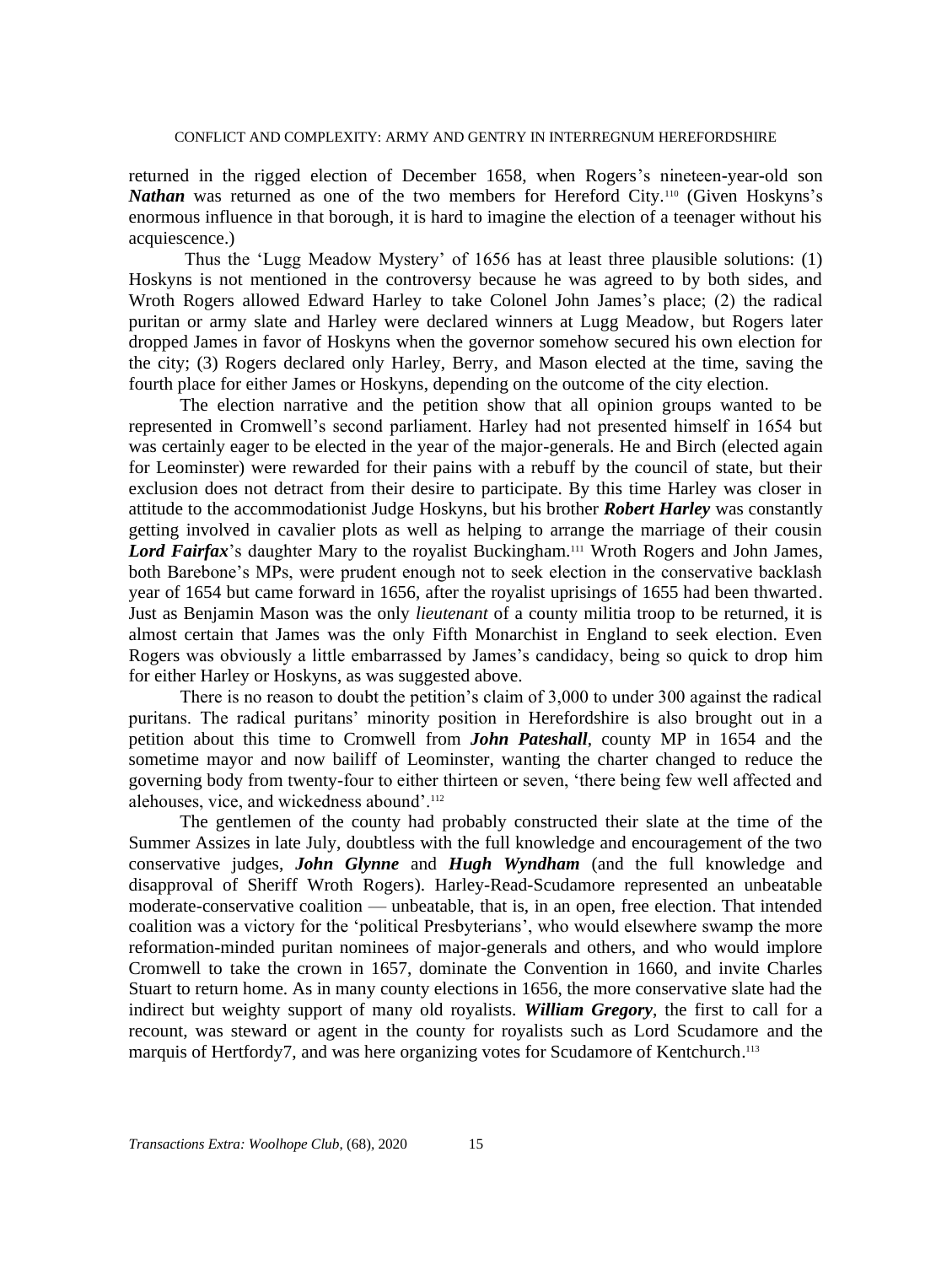returned in the rigged election of December 1658, when Rogers's nineteen-year-old son ***Nathan*** was returned as one of the two members for Hereford City.[110] (Given Hoskyns's enormous influence in that borough, it is hard to imagine the election of a teenager without his acquiescence.)

Thus the 'Lugg Meadow Mystery' of 1656 has at least three plausible solutions: (1) Hoskyns is not mentioned in the controversy because he was agreed to by both sides, and Wroth Rogers allowed Edward Harley to take Colonel John James's place; (2) the radical puritan or army slate and Harley were declared winners at Lugg Meadow, but Rogers later dropped James in favor of Hoskyns when the governor somehow secured his own election for the city; (3) Rogers declared only Harley, Berry, and Mason elected at the time, saving the fourth place for either James or Hoskyns, depending on the outcome of the city election.

The election narrative and the petition show that all opinion groups wanted to be represented in Cromwell's second parliament. Harley had not presented himself in 1654 but was certainly eager to be elected in the year of the major-generals. He and Birch (elected again for Leominster) were rewarded for their pains with a rebuff by the council of state, but their exclusion does not detract from their desire to participate. By this time Harley was closer in attitude to the accommodationist Judge Hoskyns, but his brother ***Robert Harley*** was constantly getting involved in cavalier plots as well as helping to arrange the marriage of their cousin ***Lord Fairfax***'s daughter Mary to the royalist Buckingham.[111] Wroth Rogers and John James, both Barebone's MPs, were prudent enough not to seek election in the conservative backlash year of 1654 but came forward in 1656, after the royalist uprisings of 1655 had been thwarted. Just as Benjamin Mason was the only *lieutenant* of a county militia troop to be returned, it is almost certain that James was the only Fifth Monarchist in England to seek election. Even Rogers was obviously a little embarrassed by James's candidacy, being so quick to drop him for either Harley or Hoskyns, as was suggested above.

There is no reason to doubt the petition's claim of 3,000 to under 300 against the radical puritans. The radical puritans' minority position in Herefordshire is also brought out in a petition about this time to Cromwell from ***John Pateshall***, county MP in 1654 and the sometime mayor and now bailiff of Leominster, wanting the charter changed to reduce the governing body from twenty-four to either thirteen or seven, 'there being few well affected and alehouses, vice, and wickedness abound'.[112]

The gentlemen of the county had probably constructed their slate at the time of the Summer Assizes in late July, doubtless with the full knowledge and encouragement of the two conservative judges, ***John Glynne*** and ***Hugh Wyndham*** (and the full knowledge and disapproval of Sheriff Wroth Rogers). Harley-Read-Scudamore represented an unbeatable moderate-conservative coalition — unbeatable, that is, in an open, free election. That intended coalition was a victory for the 'political Presbyterians', who would elsewhere swamp the more reformation-minded puritan nominees of major-generals and others, and who would implore Cromwell to take the crown in 1657, dominate the Convention in 1660, and invite Charles Stuart to return home. As in many county elections in 1656, the more conservative slate had the indirect but weighty support of many old royalists. ***William Gregory***, the first to call for a recount, was steward or agent in the county for royalists such as Lord Scudamore and the marquis of Hertfordy7, and was here organizing votes for Scudamore of Kentchurch.[113]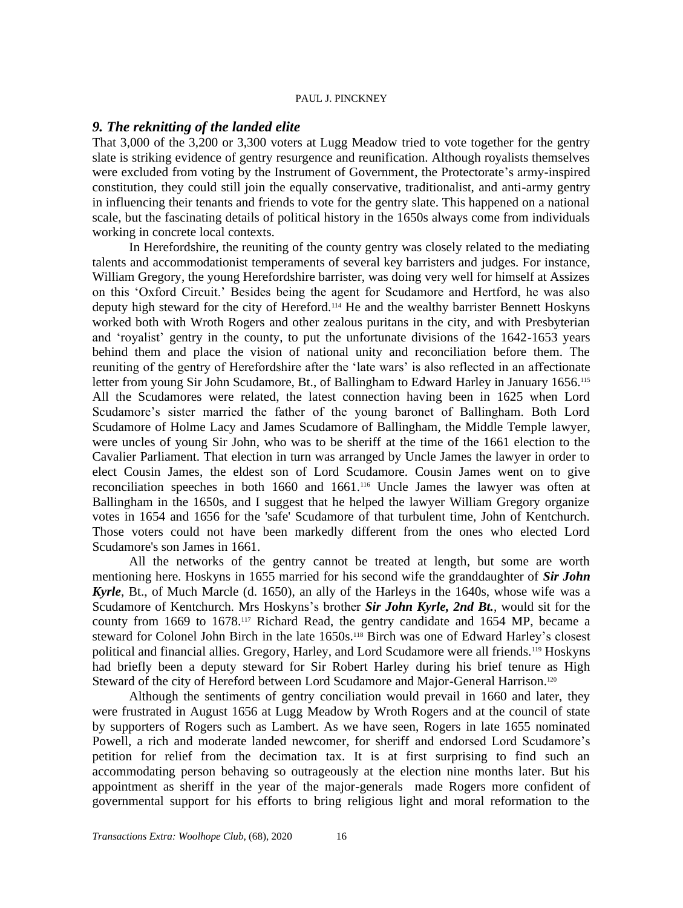## *9. The reknitting of the landed elite*

That 3,000 of the 3,200 or 3,300 voters at Lugg Meadow tried to vote together for the gentry slate is striking evidence of gentry resurgence and reunification. Although royalists themselves were excluded from voting by the Instrument of Government, the Protectorate's army-inspired constitution, they could still join the equally conservative, traditionalist, and anti-army gentry in influencing their tenants and friends to vote for the gentry slate. This happened on a national scale, but the fascinating details of political history in the 1650s always come from individuals working in concrete local contexts.

In Herefordshire, the reuniting of the county gentry was closely related to the mediating talents and accommodationist temperaments of several key barristers and judges. For instance, William Gregory, the young Herefordshire barrister, was doing very well for himself at Assizes on this 'Oxford Circuit.' Besides being the agent for Scudamore and Hertford, he was also deputy high steward for the city of Hereford.[114] He and the wealthy barrister Bennett Hoskyns worked both with Wroth Rogers and other zealous puritans in the city, and with Presbyterian and 'royalist' gentry in the county, to put the unfortunate divisions of the 1642-1653 years behind them and place the vision of national unity and reconciliation before them. The reuniting of the gentry of Herefordshire after the 'late wars' is also reflected in an affectionate letter from young Sir John Scudamore, Bt., of Ballingham to Edward Harley in January 1656.[115] All the Scudamores were related, the latest connection having been in 1625 when Lord Scudamore's sister married the father of the young baronet of Ballingham. Both Lord Scudamore of Holme Lacy and James Scudamore of Ballingham, the Middle Temple lawyer, were uncles of young Sir John, who was to be sheriff at the time of the 1661 election to the Cavalier Parliament. That election in turn was arranged by Uncle James the lawyer in order to elect Cousin James, the eldest son of Lord Scudamore. Cousin James went on to give reconciliation speeches in both 1660 and 1661.[116] Uncle James the lawyer was often at Ballingham in the 1650s, and I suggest that he helped the lawyer William Gregory organize votes in 1654 and 1656 for the 'safe' Scudamore of that turbulent time, John of Kentchurch. Those voters could not have been markedly different from the ones who elected Lord Scudamore's son James in 1661.

All the networks of the gentry cannot be treated at length, but some are worth mentioning here. Hoskyns in 1655 married for his second wife the granddaughter of ***Sir John Kyrle***, Bt., of Much Marcle (d. 1650), an ally of the Harleys in the 1640s, whose wife was a Scudamore of Kentchurch. Mrs Hoskyns's brother ***Sir John Kyrle, 2nd Bt.***, would sit for the county from 1669 to 1678.[117] Richard Read, the gentry candidate and 1654 MP, became a steward for Colonel John Birch in the late 1650s.[118] Birch was one of Edward Harley's closest political and financial allies. Gregory, Harley, and Lord Scudamore were all friends.[119] Hoskyns had briefly been a deputy steward for Sir Robert Harley during his brief tenure as High Steward of the city of Hereford between Lord Scudamore and Major-General Harrison.[120]

Although the sentiments of gentry conciliation would prevail in 1660 and later, they were frustrated in August 1656 at Lugg Meadow by Wroth Rogers and at the council of state by supporters of Rogers such as Lambert. As we have seen, Rogers in late 1655 nominated Powell, a rich and moderate landed newcomer, for sheriff and endorsed Lord Scudamore's petition for relief from the decimation tax. It is at first surprising to find such an accommodating person behaving so outrageously at the election nine months later. But his appointment as sheriff in the year of the major-generals made Rogers more confident of governmental support for his efforts to bring religious light and moral reformation to the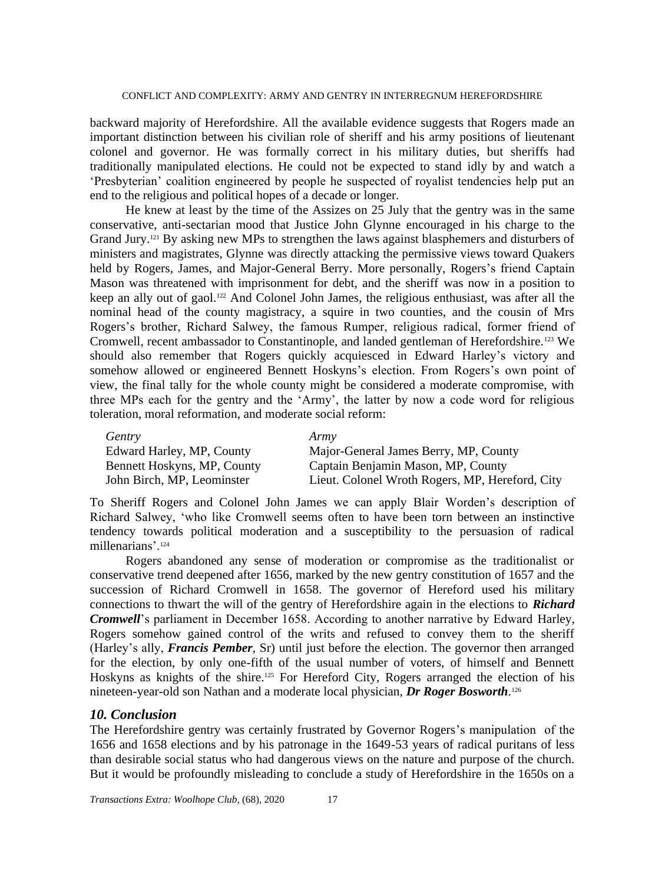backward majority of Herefordshire. All the available evidence suggests that Rogers made an important distinction between his civilian role of sheriff and his army positions of lieutenant colonel and governor. He was formally correct in his military duties, but sheriffs had traditionally manipulated elections. He could not be expected to stand idly by and watch a 'Presbyterian' coalition engineered by people he suspected of royalist tendencies help put an end to the religious and political hopes of a decade or longer.

He knew at least by the time of the Assizes on 25 July that the gentry was in the same conservative, anti-sectarian mood that Justice John Glynne encouraged in his charge to the Grand Jury.[121] By asking new MPs to strengthen the laws against blasphemers and disturbers of ministers and magistrates, Glynne was directly attacking the permissive views toward Quakers held by Rogers, James, and Major-General Berry. More personally, Rogers's friend Captain Mason was threatened with imprisonment for debt, and the sheriff was now in a position to keep an ally out of gaol.[122] And Colonel John James, the religious enthusiast, was after all the nominal head of the county magistracy, a squire in two counties, and the cousin of Mrs Rogers's brother, Richard Salwey, the famous Rumper, religious radical, former friend of Cromwell, recent ambassador to Constantinople, and landed gentleman of Herefordshire.[123] We should also remember that Rogers quickly acquiesced in Edward Harley's victory and somehow allowed or engineered Bennett Hoskyns's election. From Rogers's own point of view, the final tally for the whole county might be considered a moderate compromise, with three MPs each for the gentry and the 'Army', the latter by now a code word for religious toleration, moral reformation, and moderate social reform:

| *Gentry* | *Army* |
| --- | --- |
| Edward Harley, MP, County | Major-General James Berry, MP, County |
| Bennett Hoskyns, MP, County | Captain Benjamin Mason, MP, County |
| John Birch, MP, Leominster | Lieut. Colonel Wroth Rogers, MP, Hereford, City |

To Sheriff Rogers and Colonel John James we can apply Blair Worden's description of Richard Salwey, 'who like Cromwell seems often to have been torn between an instinctive tendency towards political moderation and a susceptibility to the persuasion of radical millenarians'.[124]

Rogers abandoned any sense of moderation or compromise as the traditionalist or conservative trend deepened after 1656, marked by the new gentry constitution of 1657 and the succession of Richard Cromwell in 1658. The governor of Hereford used his military connections to thwart the will of the gentry of Herefordshire again in the elections to ***Richard Cromwell***'s parliament in December 1658. According to another narrative by Edward Harley, Rogers somehow gained control of the writs and refused to convey them to the sheriff (Harley's ally, ***Francis Pember***, Sr) until just before the election. The governor then arranged for the election, by only one-fifth of the usual number of voters, of himself and Bennett Hoskyns as knights of the shire.[125] For Hereford City, Rogers arranged the election of his nineteen-year-old son Nathan and a moderate local physician, ***Dr Roger Bosworth***.[126]

## *10. Conclusion*

The Herefordshire gentry was certainly frustrated by Governor Rogers's manipulation of the 1656 and 1658 elections and by his patronage in the 1649-53 years of radical puritans of less than desirable social status who had dangerous views on the nature and purpose of the church. But it would be profoundly misleading to conclude a study of Herefordshire in the 1650s on a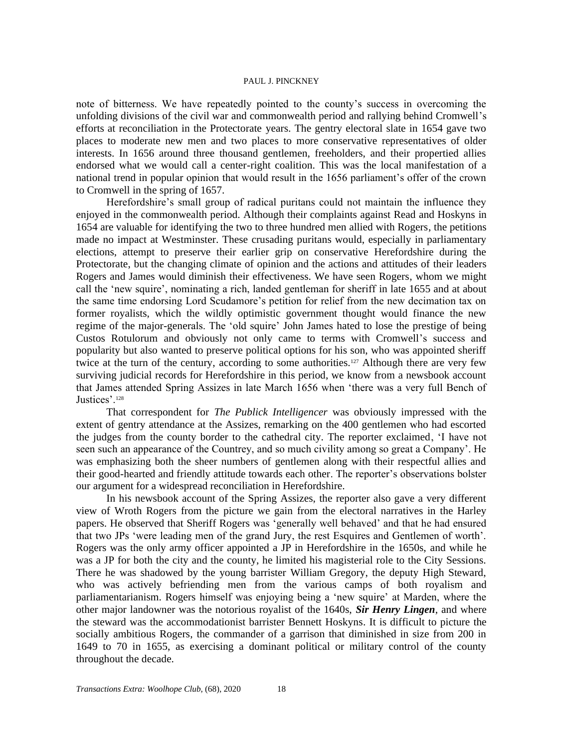note of bitterness. We have repeatedly pointed to the county's success in overcoming the unfolding divisions of the civil war and commonwealth period and rallying behind Cromwell's efforts at reconciliation in the Protectorate years. The gentry electoral slate in 1654 gave two places to moderate new men and two places to more conservative representatives of older interests. In 1656 around three thousand gentlemen, freeholders, and their propertied allies endorsed what we would call a center-right coalition. This was the local manifestation of a national trend in popular opinion that would result in the 1656 parliament's offer of the crown to Cromwell in the spring of 1657.

Herefordshire's small group of radical puritans could not maintain the influence they enjoyed in the commonwealth period. Although their complaints against Read and Hoskyns in 1654 are valuable for identifying the two to three hundred men allied with Rogers, the petitions made no impact at Westminster. These crusading puritans would, especially in parliamentary elections, attempt to preserve their earlier grip on conservative Herefordshire during the Protectorate, but the changing climate of opinion and the actions and attitudes of their leaders Rogers and James would diminish their effectiveness. We have seen Rogers, whom we might call the 'new squire', nominating a rich, landed gentleman for sheriff in late 1655 and at about the same time endorsing Lord Scudamore's petition for relief from the new decimation tax on former royalists, which the wildly optimistic government thought would finance the new regime of the major-generals. The 'old squire' John James hated to lose the prestige of being Custos Rotulorum and obviously not only came to terms with Cromwell's success and popularity but also wanted to preserve political options for his son, who was appointed sheriff twice at the turn of the century, according to some authorities.[127] Although there are very few surviving judicial records for Herefordshire in this period, we know from a newsbook account that James attended Spring Assizes in late March 1656 when 'there was a very full Bench of Justices'.[128]

That correspondent for *The Publick Intelligencer* was obviously impressed with the extent of gentry attendance at the Assizes, remarking on the 400 gentlemen who had escorted the judges from the county border to the cathedral city. The reporter exclaimed, 'I have not seen such an appearance of the Countrey, and so much civility among so great a Company'. He was emphasizing both the sheer numbers of gentlemen along with their respectful allies and their good-hearted and friendly attitude towards each other. The reporter's observations bolster our argument for a widespread reconciliation in Herefordshire.

In his newsbook account of the Spring Assizes, the reporter also gave a very different view of Wroth Rogers from the picture we gain from the electoral narratives in the Harley papers. He observed that Sheriff Rogers was 'generally well behaved' and that he had ensured that two JPs 'were leading men of the grand Jury, the rest Esquires and Gentlemen of worth'. Rogers was the only army officer appointed a JP in Herefordshire in the 1650s, and while he was a JP for both the city and the county, he limited his magisterial role to the City Sessions. There he was shadowed by the young barrister William Gregory, the deputy High Steward, who was actively befriending men from the various camps of both royalism and parliamentarianism. Rogers himself was enjoying being a 'new squire' at Marden, where the other major landowner was the notorious royalist of the 1640s, ***Sir Henry Lingen***, and where the steward was the accommodationist barrister Bennett Hoskyns. It is difficult to picture the socially ambitious Rogers, the commander of a garrison that diminished in size from 200 in 1649 to 70 in 1655, as exercising a dominant political or military control of the county throughout the decade.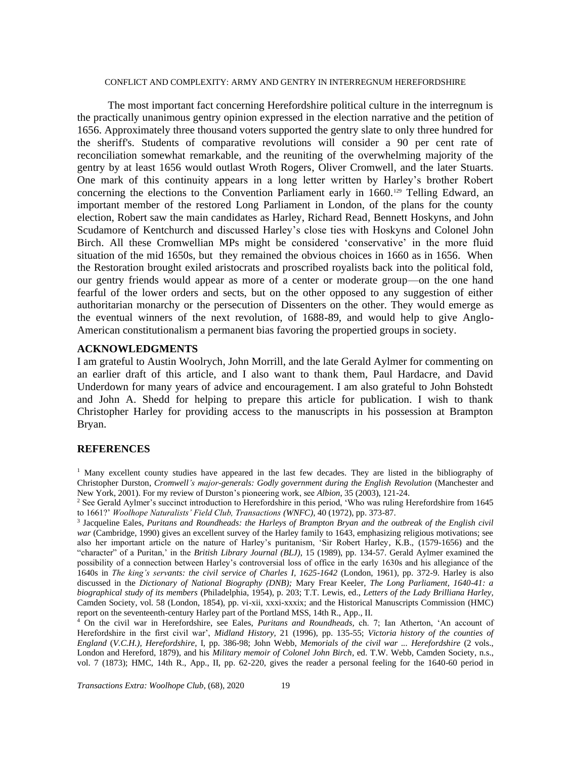The most important fact concerning Herefordshire political culture in the interregnum is the practically unanimous gentry opinion expressed in the election narrative and the petition of 1656. Approximately three thousand voters supported the gentry slate to only three hundred for the sheriff's. Students of comparative revolutions will consider a 90 per cent rate of reconciliation somewhat remarkable, and the reuniting of the overwhelming majority of the gentry by at least 1656 would outlast Wroth Rogers, Oliver Cromwell, and the later Stuarts. One mark of this continuity appears in a long letter written by Harley's brother Robert concerning the elections to the Convention Parliament early in 1660.[129] Telling Edward, an important member of the restored Long Parliament in London, of the plans for the county election, Robert saw the main candidates as Harley, Richard Read, Bennett Hoskyns, and John Scudamore of Kentchurch and discussed Harley's close ties with Hoskyns and Colonel John Birch. All these Cromwellian MPs might be considered 'conservative' in the more fluid situation of the mid 1650s, but they remained the obvious choices in 1660 as in 1656. When the Restoration brought exiled aristocrats and proscribed royalists back into the political fold, our gentry friends would appear as more of a center or moderate group—on the one hand fearful of the lower orders and sects, but on the other opposed to any suggestion of either authoritarian monarchy or the persecution of Dissenters on the other. They would emerge as the eventual winners of the next revolution, of 1688-89, and would help to give Anglo-American constitutionalism a permanent bias favoring the propertied groups in society.

## ACKNOWLEDGMENTS

I am grateful to Austin Woolrych, John Morrill, and the late Gerald Aylmer for commenting on an earlier draft of this article, and I also want to thank them, Paul Hardacre, and David Underdown for many years of advice and encouragement. I am also grateful to John Bohstedt and John A. Shedd for helping to prepare this article for publication. I wish to thank Christopher Harley for providing access to the manuscripts in his possession at Brampton Bryan.

## REFERENCES

[1] Many excellent county studies have appeared in the last few decades. They are listed in the bibliography of Christopher Durston, *Cromwell's major-generals: Godly government during the English Revolution* (Manchester and New York, 2001). For my review of Durston's pioneering work, see *Albion*, 35 (2003), 121-24.

[2] See Gerald Aylmer's succinct introduction to Herefordshire in this period, 'Who was ruling Herefordshire from 1645 to 1661?' *Woolhope Naturalists' Field Club, Transactions (WNFC)*, 40 (1972), pp. 373-87.

[3] Jacqueline Eales, *Puritans and Roundheads: the Harleys of Brampton Bryan and the outbreak of the English civil war* (Cambridge, 1990) gives an excellent survey of the Harley family to 1643, emphasizing religious motivations; see also her important article on the nature of Harley's puritanism, 'Sir Robert Harley, K.B., (1579-1656) and the "character" of a Puritan,' in the *British Library Journal (BLJ)*, 15 (1989), pp. 134-57. Gerald Aylmer examined the possibility of a connection between Harley's controversial loss of office in the early 1630s and his allegiance of the 1640s in *The king's servants: the civil service of Charles I, 1625-1642* (London, 1961), pp. 372-9. Harley is also discussed in the *Dictionary of National Biography (DNB);* Mary Frear Keeler, *The Long Parliament, 1640-41: a biographical study of its members* (Philadelphia, 1954), p. 203; T.T. Lewis, ed., *Letters of the Lady Brilliana Harley*, Camden Society, vol. 58 (London, 1854), pp. vi-xii, xxxi-xxxix; and the Historical Manuscripts Commission (HMC) report on the seventeenth-century Harley part of the Portland MSS, 14th R., App., II.

[4] On the civil war in Herefordshire, see Eales, *Puritans and Roundheads*, ch. 7; Ian Atherton, 'An account of Herefordshire in the first civil war', *Midland History*, 21 (1996), pp. 135-55; *Victoria history of the counties of England* (*V.C.H.), Herefordshire*, I, pp. 386-98; John Webb, *Memorials of the civil war ... Herefordshire* (2 vols., London and Hereford, 1879), and his *Military memoir of Colonel John Birch*, ed. T.W. Webb, Camden Society, n.s., vol. 7 (1873); HMC, 14th R., App., II, pp. 62-220, gives the reader a personal feeling for the 1640-60 period in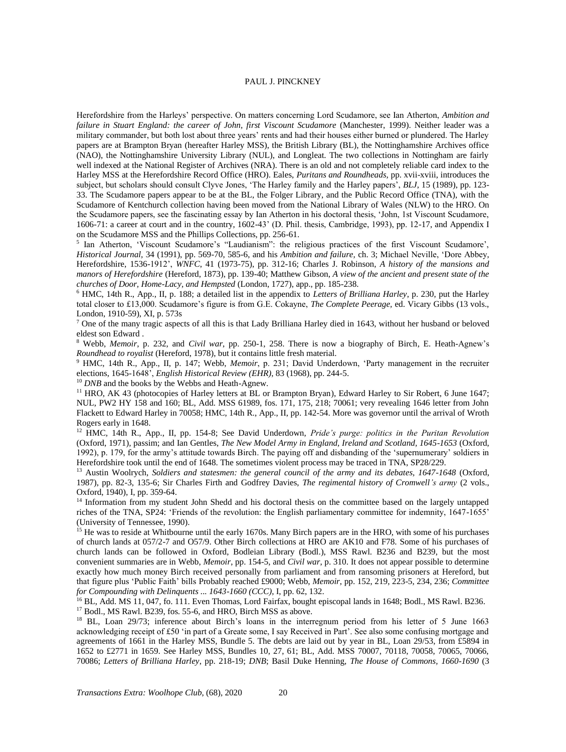Herefordshire from the Harleys' perspective. On matters concerning Lord Scudamore, see Ian Atherton, *Ambition and failure in Stuart England: the career of John, first Viscount Scudamore* (Manchester, 1999). Neither leader was a military commander, but both lost about three years' rents and had their houses either burned or plundered. The Harley papers are at Brampton Bryan (hereafter Harley MSS), the British Library (BL), the Nottinghamshire Archives office (NAO), the Nottinghamshire University Library (NUL), and Longleat. The two collections in Nottingham are fairly well indexed at the National Register of Archives (NRA). There is an old and not completely reliable card index to the Harley MSS at the Herefordshire Record Office (HRO). Eales, *Puritans and Roundheads*, pp. xvii-xviii, introduces the subject, but scholars should consult Clyve Jones, 'The Harley family and the Harley papers', *BLJ*, 15 (1989), pp. 123-33. The Scudamore papers appear to be at the BL, the Folger Library, and the Public Record Office (TNA), with the Scudamore of Kentchurch collection having been moved from the National Library of Wales (NLW) to the HRO. On the Scudamore papers, see the fascinating essay by Ian Atherton in his doctoral thesis, 'John, 1st Viscount Scudamore, 1606-71: a career at court and in the country, 1602-43' (D. Phil. thesis, Cambridge, 1993), pp. 12-17, and Appendix I on the Scudamore MSS and the Phillips Collections, pp. 256-61.

[5] Ian Atherton, 'Viscount Scudamore's "Laudianism": the religious practices of the first Viscount Scudamore', *Historical Journal*, 34 (1991), pp. 569-70, 585-6, and his *Ambition and failure*, ch. 3; Michael Neville, 'Dore Abbey, Herefordshire, 1536-1912', *WNFC*, 41 (1973-75), pp. 312-16; Charles J. Robinson, *A history of the mansions and manors of Herefordshire* (Hereford, 1873), pp. 139-40; Matthew Gibson, *A view of the ancient and present state of the churches of Door, Home-Lacy, and Hempsted* (London, 1727), app., pp. 185-238.

[6] HMC, 14th R., App., II, p. 188; a detailed list in the appendix to *Letters of Brilliana Harley*, p. 230, put the Harley total closer to £13,000. Scudamore's figure is from G.E. Cokayne, *The Complete Peerage*, ed. Vicary Gibbs (13 vols., London, 1910-59), XI, p. 573s

[7] One of the many tragic aspects of all this is that Lady Brilliana Harley died in 1643, without her husband or beloved eldest son Edward .

[8] Webb, *Memoir*, p. 232, and *Civil war*, pp. 250-1, 258. There is now a biography of Birch, E. Heath-Agnew's *Roundhead to royalist* (Hereford, 1978), but it contains little fresh material.

[9] HMC, 14th R., App., II, p. 147; Webb, *Memoir*, p. 231; David Underdown, 'Party management in the recruiter elections, 1645-1648', *English Historical Review (EHR)*, 83 (1968), pp. 244-5.

[10] *DNB* and the books by the Webbs and Heath-Agnew.

[11] HRO, AK 43 (photocopies of Harley letters at BL or Brampton Bryan), Edward Harley to Sir Robert, 6 June 1647; NUL, PW2 HY 158 and 160; BL, Add. MSS 61989, fos. 171, 175, 218; 70061; very revealing 1646 letter from John Flackett to Edward Harley in 70058; HMC, 14th R., App., II, pp. 142-54. More was governor until the arrival of Wroth Rogers early in 1648.

[12] HMC, 14th R., App., II, pp. 154-8; See David Underdown, *Pride's purge: politics in the Puritan Revolution* (Oxford, 1971), passim; and Ian Gentles, *The New Model Army in England, Ireland and Scotland, 1645-1653* (Oxford, 1992), p. 179, for the army's attitude towards Birch. The paying off and disbanding of the 'supernumerary' soldiers in Herefordshire took until the end of 1648. The sometimes violent process may be traced in TNA, SP28/229.

[13] Austin Woolrych, *Soldiers and statesmen: the general council of the army and its debates, 1647-1648* (Oxford, 1987), pp. 82-3, 135-6; Sir Charles Firth and Godfrey Davies, *The regimental history of Cromwell's army* (2 vols., Oxford, 1940), I, pp. 359-64.

[14] Information from my student John Shedd and his doctoral thesis on the committee based on the largely untapped riches of the TNA, SP24: 'Friends of the revolution: the English parliamentary committee for indemnity, 1647-1655' (University of Tennessee, 1990).

[15] He was to reside at Whitbourne until the early 1670s. Many Birch papers are in the HRO, with some of his purchases of church lands at 057/2-7 and O57/9. Other Birch collections at HRO are AK10 and F78. Some of his purchases of church lands can be followed in Oxford, Bodleian Library (Bodl.), MSS Rawl. B236 and B239, but the most convenient summaries are in Webb, *Memoir*, pp. 154-5, and *Civil war*, p. 310. It does not appear possible to determine exactly how much money Birch received personally from parliament and from ransoming prisoners at Hereford, but that figure plus 'Public Faith' bills Probably reached £9000; Webb, *Memoir*, pp. 152, 219, 223-5, 234, 236; *Committee for Compounding with Delinquents ... 1643-1660 (CCC)*, I, pp. 62, 132.

[16] BL, Add. MS 11, 047, fo. 111. Even Thomas, Lord Fairfax, bought episcopal lands in 1648; Bodl., MS Rawl. B236.

[17] Bodl., MS Rawl. B239, fos. 55-6, and HRO, Birch MSS as above.

[18] BL, Loan 29/73; inference about Birch's loans in the interregnum period from his letter of 5 June 1663 acknowledging receipt of £50 'in part of a Greate some, I say Received in Part'. See also some confusing mortgage and agreements of 1661 in the Harley MSS, Bundle 5. The debts are laid out by year in BL, Loan 29/53, from £5894 in 1652 to £2771 in 1659. See Harley MSS, Bundles 10, 27, 61; BL, Add. MSS 70007, 70118, 70058, 70065, 70066, 70086; *Letters of Brilliana Harley*, pp. 218-19; *DNB*; Basil Duke Henning, *The House of Commons, 1660-1690* (3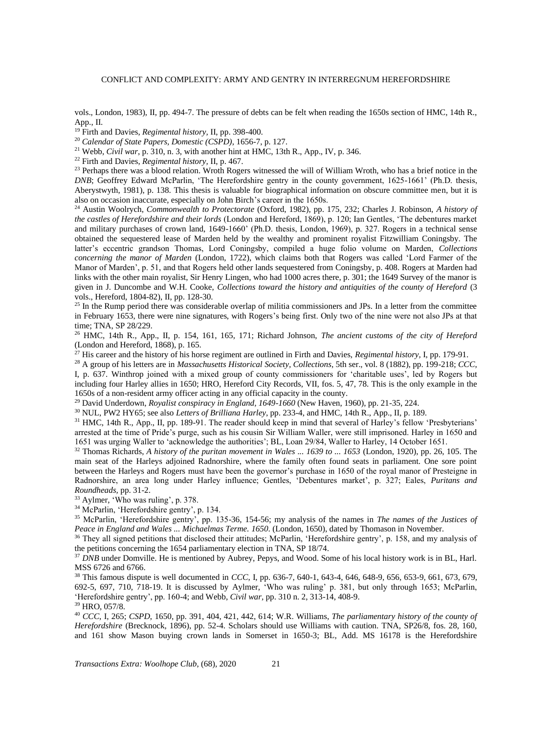vols., London, 1983), II, pp. 494-7. The pressure of debts can be felt when reading the 1650s section of HMC, 14th R., App., II.

[19] Firth and Davies, *Regimental history,* II, pp. 398-400.

[20] *Calendar of State Papers, Domestic (CSPD)*, 1656-7, p. 127.

[21] Webb, *Civil war*, p. 310, n. 3, with another hint at HMC, 13th R., App., IV, p. 346.

[22] Firth and Davies, *Regimental history,* II, p. 467.

[23] Perhaps there was a blood relation. Wroth Rogers witnessed the will of William Wroth, who has a brief notice in the *DNB*; Geoffrey Edward McParlin, 'The Herefordshire gentry in the county government, 1625-1661' (Ph.D. thesis, Aberystwyth, 1981), p. 138. This thesis is valuable for biographical information on obscure committee men, but it is also on occasion inaccurate, especially on John Birch's career in the 1650s.

[24] Austin Woolrych, *Commonwealth to Protectorate* (Oxford, 1982), pp. 175, 232; Charles J. Robinson, *A history of the castles of Herefordshire and their lords* (London and Hereford, 1869), p. 120; Ian Gentles, 'The debentures market and military purchases of crown land, 1649-1660' (Ph.D. thesis, London, 1969), p. 327. Rogers in a technical sense obtained the sequestered lease of Marden held by the wealthy and prominent royalist Fitzwilliam Coningsby. The latter's eccentric grandson Thomas, Lord Coningsby, compiled a huge folio volume on Marden, *Collections concerning the manor of Marden* (London, 1722), which claims both that Rogers was called 'Lord Farmer of the Manor of Marden', p. 51, and that Rogers held other lands sequestered from Coningsby, p. 408. Rogers at Marden had links with the other main royalist, Sir Henry Lingen, who had 1000 acres there, p. 301; the 1649 Survey of the manor is given in J. Duncombe and W.H. Cooke, *Collections toward the history and antiquities of the county of Hereford* (3 vols., Hereford, 1804-82), II, pp. 128-30.

[25] In the Rump period there was considerable overlap of militia commissioners and JPs. In a letter from the committee in February 1653, there were nine signatures, with Rogers's being first. Only two of the nine were not also JPs at that time; TNA, SP 28/229.

[26] HMC, 14th R., App., II, p. 154, 161, 165, 171; Richard Johnson, *The ancient customs of the city of Hereford* (London and Hereford, 1868), p. 165.

[27] His career and the history of his horse regiment are outlined in Firth and Davies, *Regimental history,* I, pp. 179-91.

[28] A group of his letters are in *Massachusetts Historical Society, Collections,* 5th ser., vol. 8 (1882), pp. 199-218; *CCC,* I, p. 637. Winthrop joined with a mixed group of county commissioners for 'charitable uses', led by Rogers but including four Harley allies in 1650; HRO, Hereford City Records, VII, fos. 5, 47, 78. This is the only example in the 1650s of a non-resident army officer acting in any official capacity in the county.

[29] David Underdown, *Royalist conspiracy in England, 1649-1660* (New Haven, 1960), pp. 21-35, 224.

[30] NUL, PW2 HY65; see also *Letters of Brilliana Harley*, pp. 233-4, and HMC, 14th R., App., II, p. 189.

[31] HMC, 14th R., App., II, pp. 189-91. The reader should keep in mind that several of Harley's fellow 'Presbyterians' arrested at the time of Pride's purge, such as his cousin Sir William Waller, were still imprisoned. Harley in 1650 and 1651 was urging Waller to 'acknowledge the authorities'; BL, Loan 29/84, Waller to Harley, 14 October 1651.

[32] Thomas Richards, *A history of the puritan movement in Wales ... 1639 to ... 1653* (London, 1920), pp. 26, 105. The main seat of the Harleys adjoined Radnorshire, where the family often found seats in parliament. One sore point between the Harleys and Rogers must have been the governor's purchase in 1650 of the royal manor of Presteigne in Radnorshire, an area long under Harley influence; Gentles, 'Debentures market', p. 327; Eales, *Puritans and Roundheads,* pp. 31-2.

[33] Aylmer, 'Who was ruling', p. 378.

[34] McParlin, 'Herefordshire gentry', p. 134.

[35] McParlin, 'Herefordshire gentry', pp. 135-36, 154-56; my analysis of the names in *The names of the Justices of Peace in England and Wales ... Michaelmas Terme. 1650.* (London, 1650), dated by Thomason in November.

[36] They all signed petitions that disclosed their attitudes; McParlin, 'Herefordshire gentry', p. 158, and my analysis of the petitions concerning the 1654 parliamentary election in TNA, SP 18/74.

[37] *DNB* under Domville. He is mentioned by Aubrey, Pepys, and Wood. Some of his local history work is in BL, Harl. MSS 6726 and 6766.

[38] This famous dispute is well documented in *CCC*, I, pp. 636-7, 640-1, 643-4, 646, 648-9, 656, 653-9, 661, 673, 679, 692-5, 697, 710, 718-19. It is discussed by Aylmer, 'Who was ruling' p. 381, but only through 1653; McParlin, 'Herefordshire gentry', pp. 160-4; and Webb, *Civil war*, pp. 310 n. 2, 313-14, 408-9.

[39] HRO, 057/8.

[40] *CCC*, I, 265; *CSPD,* 1650, pp. 391, 404, 421, 442, 614; W.R. Williams, *The parliamentary history of the county of Herefordshire* (Brecknock, 1896), pp. 52-4. Scholars should use Williams with caution. TNA, SP26/8, fos. 28, 160, and 161 show Mason buying crown lands in Somerset in 1650-3; BL, Add. MS 16178 is the Herefordshire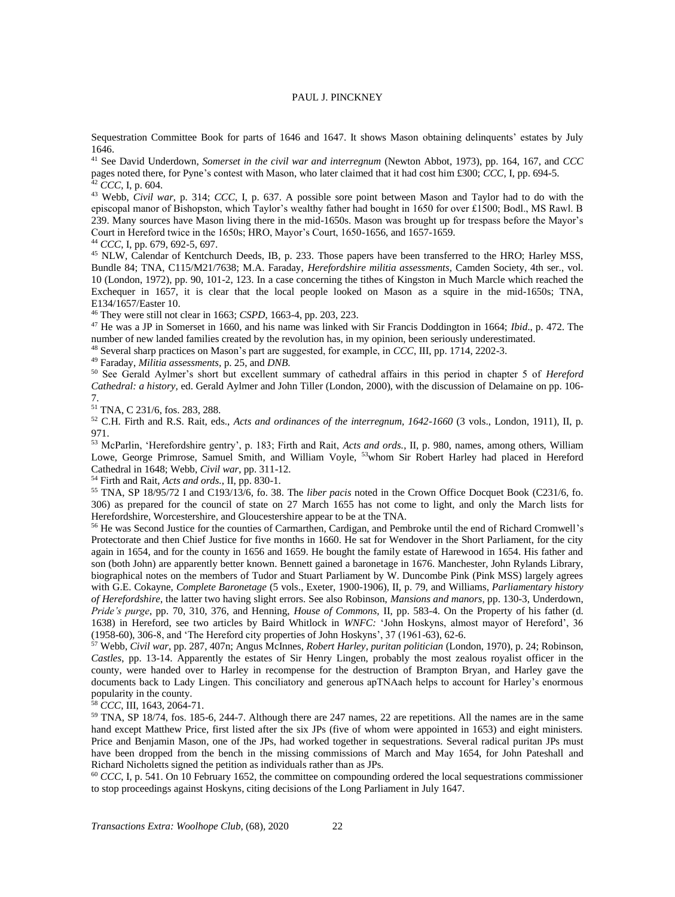Sequestration Committee Book for parts of 1646 and 1647. It shows Mason obtaining delinquents' estates by July 1646.

[41] See David Underdown, *Somerset in the civil war and interregnum* (Newton Abbot, 1973), pp. 164, 167, and *CCC* pages noted there, for Pyne's contest with Mason, who later claimed that it had cost him £300; *CCC*, I, pp. 694-5.

[42] *CCC*, I, p. 604.

[43] Webb, *Civil war*, p. 314; *CCC*, I, p. 637. A possible sore point between Mason and Taylor had to do with the episcopal manor of Bishopston, which Taylor's wealthy father had bought in 1650 for over £1500; Bodl., MS Rawl. B 239. Many sources have Mason living there in the mid-1650s. Mason was brought up for trespass before the Mayor's Court in Hereford twice in the 1650s; HRO, Mayor's Court, 1650-1656, and 1657-1659.

[44] *CCC*, I, pp. 679, 692-5, 697.

[45] NLW, Calendar of Kentchurch Deeds, IB, p. 233. Those papers have been transferred to the HRO; Harley MSS, Bundle 84; TNA, C115/M21/7638; M.A. Faraday, *Herefordshire militia assessments*, Camden Society, 4th ser., vol. 10 (London, 1972), pp. 90, 101-2, 123. In a case concerning the tithes of Kingston in Much Marcle which reached the Exchequer in 1657, it is clear that the local people looked on Mason as a squire in the mid-1650s; TNA, E134/1657/Easter 10.

[46] They were still not clear in 1663; *CSPD*, 1663-4, pp. 203, 223.

[47] He was a JP in Somerset in 1660, and his name was linked with Sir Francis Doddington in 1664; *Ibid*., p. 472. The number of new landed families created by the revolution has, in my opinion, been seriously underestimated.

[48] Several sharp practices on Mason's part are suggested, for example, in *CCC*, III, pp. 1714, 2202-3.

[49] Faraday, *Militia assessments*, p. 25, and *DNB.*

[50] See Gerald Aylmer's short but excellent summary of cathedral affairs in this period in chapter 5 of *Hereford Cathedral: a history*, ed. Gerald Aylmer and John Tiller (London, 2000), with the discussion of Delamaine on pp. 106-7.

[51] TNA, C 231/6, fos. 283, 288.

[52] C.H. Firth and R.S. Rait, eds., *Acts and ordinances of the interregnum, 1642-1660* (3 vols., London, 1911), II, p. 971.

[53] McParlin, 'Herefordshire gentry', p. 183; Firth and Rait, *Acts and ords.*, II, p. 980, names, among others, William Lowe, George Primrose, Samuel Smith, and William Voyle, [53]whom Sir Robert Harley had placed in Hereford Cathedral in 1648; Webb, *Civil war*, pp. 311-12.

[54] Firth and Rait, *Acts and ords.*, II, pp. 830-1.

[55] TNA, SP 18/95/72 I and C193/13/6, fo. 38. The *liber pacis* noted in the Crown Office Docquet Book (C231/6, fo. 306) as prepared for the council of state on 27 March 1655 has not come to light, and only the March lists for Herefordshire, Worcestershire, and Gloucestershire appear to be at the TNA.

[56] He was Second Justice for the counties of Carmarthen, Cardigan, and Pembroke until the end of Richard Cromwell's Protectorate and then Chief Justice for five months in 1660. He sat for Wendover in the Short Parliament, for the city again in 1654, and for the county in 1656 and 1659. He bought the family estate of Harewood in 1654. His father and son (both John) are apparently better known. Bennett gained a baronetage in 1676. Manchester, John Rylands Library, biographical notes on the members of Tudor and Stuart Parliament by W. Duncombe Pink (Pink MSS) largely agrees with G.E. Cokayne, *Complete Baronetage* (5 vols., Exeter, 1900-1906), II, p. 79, and Williams, *Parliamentary history of Herefordshire*, the latter two having slight errors. See also Robinson, *Mansions and manors*, pp. 130-3, Underdown, *Pride's purge*, pp. 70, 310, 376, and Henning, *House of Commons*, II, pp. 583-4. On the Property of his father (d. 1638) in Hereford, see two articles by Baird Whitlock in *WNFC:* 'John Hoskyns, almost mayor of Hereford', 36 (1958-60), 306-8, and 'The Hereford city properties of John Hoskyns', 37 (1961-63), 62-6.

[57] Webb, *Civil war*, pp. 287, 407n; Angus McInnes, *Robert Harley, puritan politician* (London, 1970), p. 24; Robinson, *Castles*, pp. 13-14. Apparently the estates of Sir Henry Lingen, probably the most zealous royalist officer in the county, were handed over to Harley in recompense for the destruction of Brampton Bryan, and Harley gave the documents back to Lady Lingen. This conciliatory and generous apTNAach helps to account for Harley's enormous popularity in the county.

[58] *CCC*, III, 1643, 2064-71.

[59] TNA, SP 18/74, fos. 185-6, 244-7. Although there are 247 names, 22 are repetitions. All the names are in the same hand except Matthew Price, first listed after the six JPs (five of whom were appointed in 1653) and eight ministers. Price and Benjamin Mason, one of the JPs, had worked together in sequestrations. Several radical puritan JPs must have been dropped from the bench in the missing commissions of March and May 1654, for John Pateshall and Richard Nicholetts signed the petition as individuals rather than as JPs.

[60] *CCC*, I, p. 541. On 10 February 1652, the committee on compounding ordered the local sequestrations commissioner to stop proceedings against Hoskyns, citing decisions of the Long Parliament in July 1647.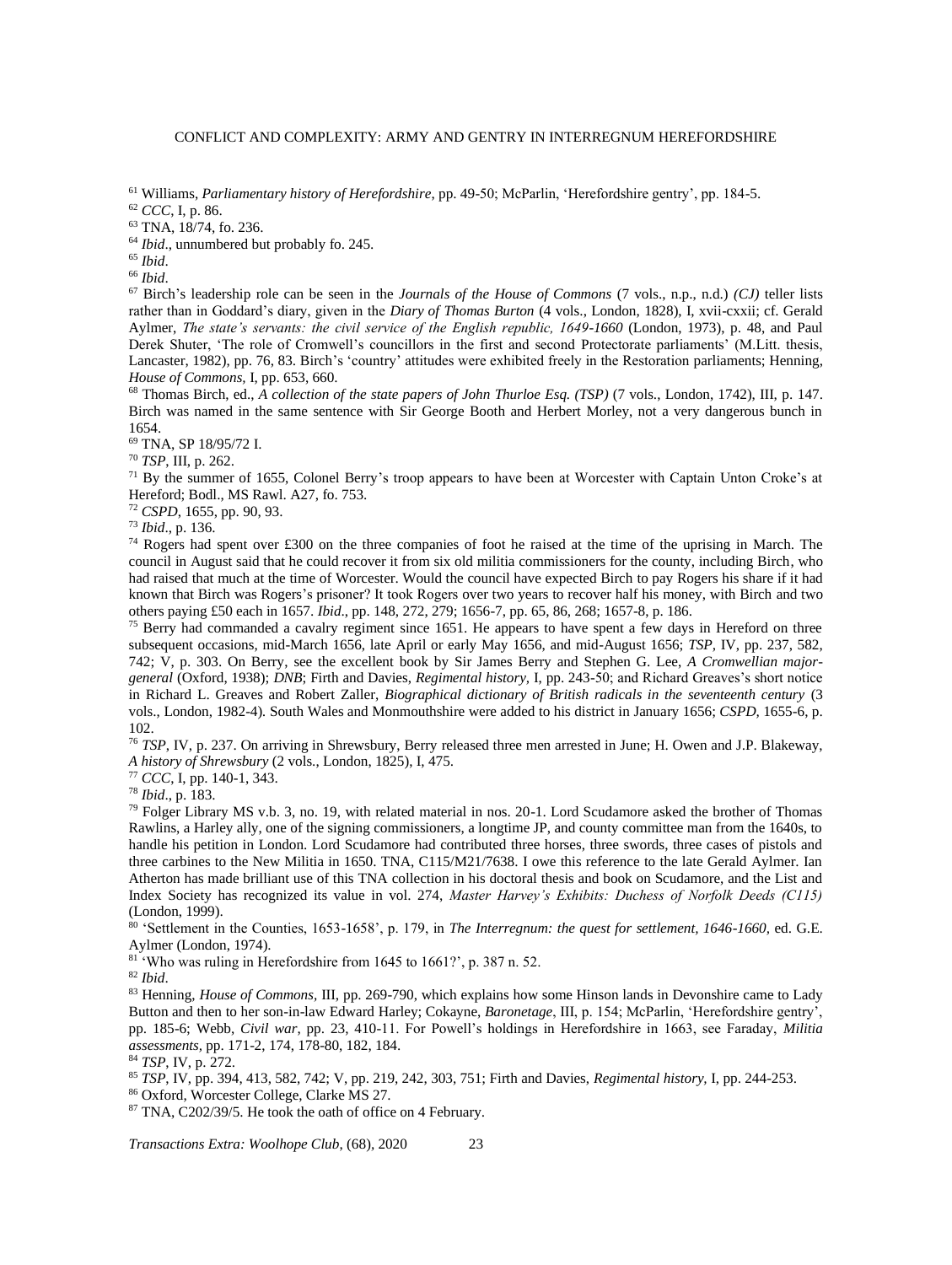[61] Williams, *Parliamentary history of Herefordshire*, pp. 49-50; McParlin, 'Herefordshire gentry', pp. 184-5.

[62] *CCC*, I, p. 86.

[63] TNA, 18/74, fo. 236.

[64] *Ibid*., unnumbered but probably fo. 245.

[65] *Ibid*.

[66] *Ibid*.

[67] Birch's leadership role can be seen in the *Journals of the House of Commons* (7 vols., n.p., n.d.) *(CJ)* teller lists rather than in Goddard's diary, given in the *Diary of Thomas Burton* (4 vols., London, 1828), I, xvii-cxxii; cf. Gerald Aylmer, *The state's servants: the civil service of the English republic, 1649-1660* (London, 1973), p. 48, and Paul Derek Shuter, 'The role of Cromwell's councillors in the first and second Protectorate parliaments' (M.Litt. thesis, Lancaster, 1982), pp. 76, 83. Birch's 'country' attitudes were exhibited freely in the Restoration parliaments; Henning, *House of Commons*, I, pp. 653, 660.

[68] Thomas Birch, ed., *A collection of the state papers of John Thurloe Esq. (TSP)* (7 vols., London, 1742), III, p. 147. Birch was named in the same sentence with Sir George Booth and Herbert Morley, not a very dangerous bunch in 1654.

[69] TNA, SP 18/95/72 I.

[70] *TSP*, III, p. 262.

[71] By the summer of 1655, Colonel Berry's troop appears to have been at Worcester with Captain Unton Croke's at Hereford; Bodl., MS Rawl. A27, fo. 753.

[72] *CSPD*, 1655, pp. 90, 93.

[73] *Ibid*., p. 136.

[74] Rogers had spent over £300 on the three companies of foot he raised at the time of the uprising in March. The council in August said that he could recover it from six old militia commissioners for the county, including Birch, who had raised that much at the time of Worcester. Would the council have expected Birch to pay Rogers his share if it had known that Birch was Rogers's prisoner? It took Rogers over two years to recover half his money, with Birch and two others paying £50 each in 1657. *Ibid*., pp. 148, 272, 279; 1656-7, pp. 65, 86, 268; 1657-8, p. 186.

[75] Berry had commanded a cavalry regiment since 1651. He appears to have spent a few days in Hereford on three subsequent occasions, mid-March 1656, late April or early May 1656, and mid-August 1656; *TSP*, IV, pp. 237, 582, 742; V, p. 303. On Berry, see the excellent book by Sir James Berry and Stephen G. Lee, *A Cromwellian major-general* (Oxford, 1938); *DNB*; Firth and Davies, *Regimental history*, I, pp. 243-50; and Richard Greaves's short notice in Richard L. Greaves and Robert Zaller, *Biographical dictionary of British radicals in the seventeenth century* (3 vols., London, 1982-4). South Wales and Monmouthshire were added to his district in January 1656; *CSPD*, 1655-6, p. 102.

[76] *TSP*, IV, p. 237. On arriving in Shrewsbury, Berry released three men arrested in June; H. Owen and J.P. Blakeway, *A history of Shrewsbury* (2 vols., London, 1825), I, 475.

[77] *CCC*, I, pp. 140-1, 343.

[78] *Ibid*., p. 183.

[79] Folger Library MS v.b. 3, no. 19, with related material in nos. 20-1. Lord Scudamore asked the brother of Thomas Rawlins, a Harley ally, one of the signing commissioners, a longtime JP, and county committee man from the 1640s, to handle his petition in London. Lord Scudamore had contributed three horses, three swords, three cases of pistols and three carbines to the New Militia in 1650. TNA, C115/M21/7638. I owe this reference to the late Gerald Aylmer. Ian Atherton has made brilliant use of this TNA collection in his doctoral thesis and book on Scudamore, and the List and Index Society has recognized its value in vol. 274, *Master Harvey's Exhibits: Duchess of Norfolk Deeds (C115)* (London, 1999).

[80] 'Settlement in the Counties, 1653-1658', p. 179, in *The Interregnum: the quest for settlement, 1646-1660*, ed. G.E. Aylmer (London, 1974).

[81] 'Who was ruling in Herefordshire from 1645 to 1661?', p. 387 n. 52.

[82] *Ibid*.

[83] Henning, *House of Commons*, III, pp. 269-790, which explains how some Hinson lands in Devonshire came to Lady Button and then to her son-in-law Edward Harley; Cokayne, *Baronetage*, III, p. 154; McParlin, 'Herefordshire gentry', pp. 185-6; Webb, *Civil war*, pp. 23, 410-11. For Powell's holdings in Herefordshire in 1663, see Faraday, *Militia assessments*, pp. 171-2, 174, 178-80, 182, 184.

[84] *TSP*, IV, p. 272.

[85] *TSP*, IV, pp. 394, 413, 582, 742; V, pp. 219, 242, 303, 751; Firth and Davies, *Regimental history*, I, pp. 244-253.

[86] Oxford, Worcester College, Clarke MS 27.

[87] TNA, C202/39/5. He took the oath of office on 4 February.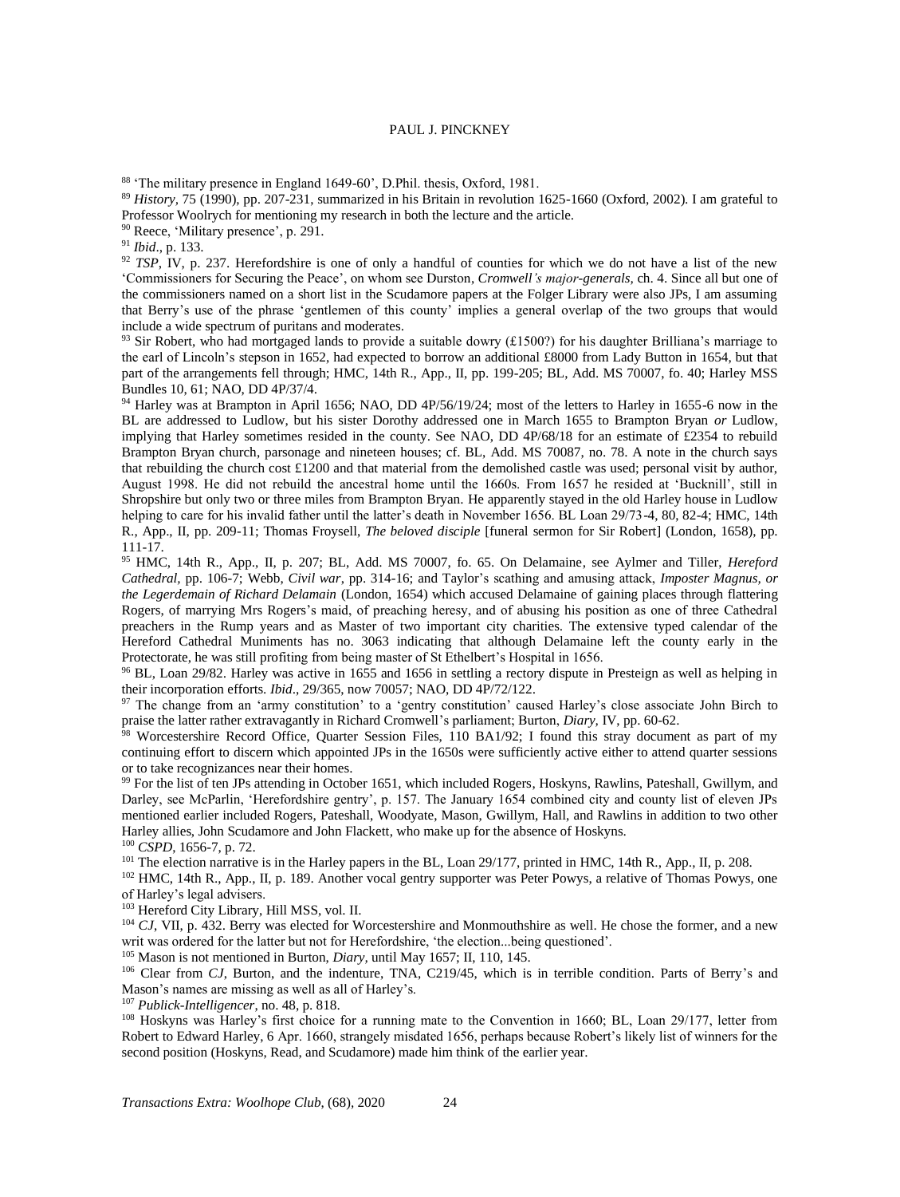[88] 'The military presence in England 1649-60', D.Phil. thesis, Oxford, 1981.

[89] *History*, 75 (1990), pp. 207-231, summarized in his Britain in revolution 1625-1660 (Oxford, 2002). I am grateful to Professor Woolrych for mentioning my research in both the lecture and the article.

[90] Reece, 'Military presence', p. 291.

[91] *Ibid*., p. 133.

[92] *TSP*, IV, p. 237. Herefordshire is one of only a handful of counties for which we do not have a list of the new 'Commissioners for Securing the Peace', on whom see Durston, *Cromwell's major-generals*, ch. 4. Since all but one of the commissioners named on a short list in the Scudamore papers at the Folger Library were also JPs, I am assuming that Berry's use of the phrase 'gentlemen of this county' implies a general overlap of the two groups that would include a wide spectrum of puritans and moderates.

[93] Sir Robert, who had mortgaged lands to provide a suitable dowry (£1500?) for his daughter Brilliana's marriage to the earl of Lincoln's stepson in 1652, had expected to borrow an additional £8000 from Lady Button in 1654, but that part of the arrangements fell through; HMC, 14th R., App., II, pp. 199-205; BL, Add. MS 70007, fo. 40; Harley MSS Bundles 10, 61; NAO, DD 4P/37/4.

[94] Harley was at Brampton in April 1656; NAO, DD 4P/56/19/24; most of the letters to Harley in 1655-6 now in the BL are addressed to Ludlow, but his sister Dorothy addressed one in March 1655 to Brampton Bryan *or* Ludlow, implying that Harley sometimes resided in the county. See NAO, DD 4P/68/18 for an estimate of £2354 to rebuild Brampton Bryan church, parsonage and nineteen houses; cf. BL, Add. MS 70087, no. 78. A note in the church says that rebuilding the church cost £1200 and that material from the demolished castle was used; personal visit by author, August 1998. He did not rebuild the ancestral home until the 1660s. From 1657 he resided at 'Bucknill', still in Shropshire but only two or three miles from Brampton Bryan. He apparently stayed in the old Harley house in Ludlow helping to care for his invalid father until the latter's death in November 1656. BL Loan 29/73-4, 80, 82-4; HMC, 14th R., App., II, pp. 209-11; Thomas Froysell, *The beloved disciple* [funeral sermon for Sir Robert] (London, 1658), pp. 111-17.

[95] HMC, 14th R., App., II, p. 207; BL, Add. MS 70007, fo. 65. On Delamaine, see Aylmer and Tiller, *Hereford Cathedral*, pp. 106-7; Webb, *Civil war*, pp. 314-16; and Taylor's scathing and amusing attack, *Imposter Magnus, or the Legerdemain of Richard Delamain* (London, 1654) which accused Delamaine of gaining places through flattering Rogers, of marrying Mrs Rogers's maid, of preaching heresy, and of abusing his position as one of three Cathedral preachers in the Rump years and as Master of two important city charities. The extensive typed calendar of the Hereford Cathedral Muniments has no. 3063 indicating that although Delamaine left the county early in the Protectorate, he was still profiting from being master of St Ethelbert's Hospital in 1656.

[96] BL, Loan 29/82. Harley was active in 1655 and 1656 in settling a rectory dispute in Presteign as well as helping in their incorporation efforts. *Ibid*., 29/365, now 70057; NAO, DD 4P/72/122.

[97] The change from an 'army constitution' to a 'gentry constitution' caused Harley's close associate John Birch to praise the latter rather extravagantly in Richard Cromwell's parliament; Burton, *Diary*, IV, pp. 60-62.

[98] Worcestershire Record Office, Quarter Session Files, 110 BA1/92; I found this stray document as part of my continuing effort to discern which appointed JPs in the 1650s were sufficiently active either to attend quarter sessions or to take recognizances near their homes.

[99] For the list of ten JPs attending in October 1651, which included Rogers, Hoskyns, Rawlins, Pateshall, Gwillym, and Darley, see McParlin, 'Herefordshire gentry', p. 157. The January 1654 combined city and county list of eleven JPs mentioned earlier included Rogers, Pateshall, Woodyate, Mason, Gwillym, Hall, and Rawlins in addition to two other Harley allies, John Scudamore and John Flackett, who make up for the absence of Hoskyns.

[100] *CSPD*, 1656-7, p. 72.

[101] The election narrative is in the Harley papers in the BL, Loan 29/177, printed in HMC, 14th R., App., II, p. 208.

[102] HMC, 14th R., App., II, p. 189. Another vocal gentry supporter was Peter Powys, a relative of Thomas Powys, one of Harley's legal advisers.

[103] Hereford City Library, Hill MSS, vol. II.

[104] *CJ*, VII, p. 432. Berry was elected for Worcestershire and Monmouthshire as well. He chose the former, and a new writ was ordered for the latter but not for Herefordshire, 'the election...being questioned'.

[105] Mason is not mentioned in Burton, *Diary*, until May 1657; II, 110, 145.

[106] Clear from *CJ*, Burton, and the indenture, TNA, C219/45, which is in terrible condition. Parts of Berry's and Mason's names are missing as well as all of Harley's.

[107] *Publick-Intelligencer*, no. 48, p. 818.

[108] Hoskyns was Harley's first choice for a running mate to the Convention in 1660; BL, Loan 29/177, letter from Robert to Edward Harley, 6 Apr. 1660, strangely misdated 1656, perhaps because Robert's likely list of winners for the second position (Hoskyns, Read, and Scudamore) made him think of the earlier year.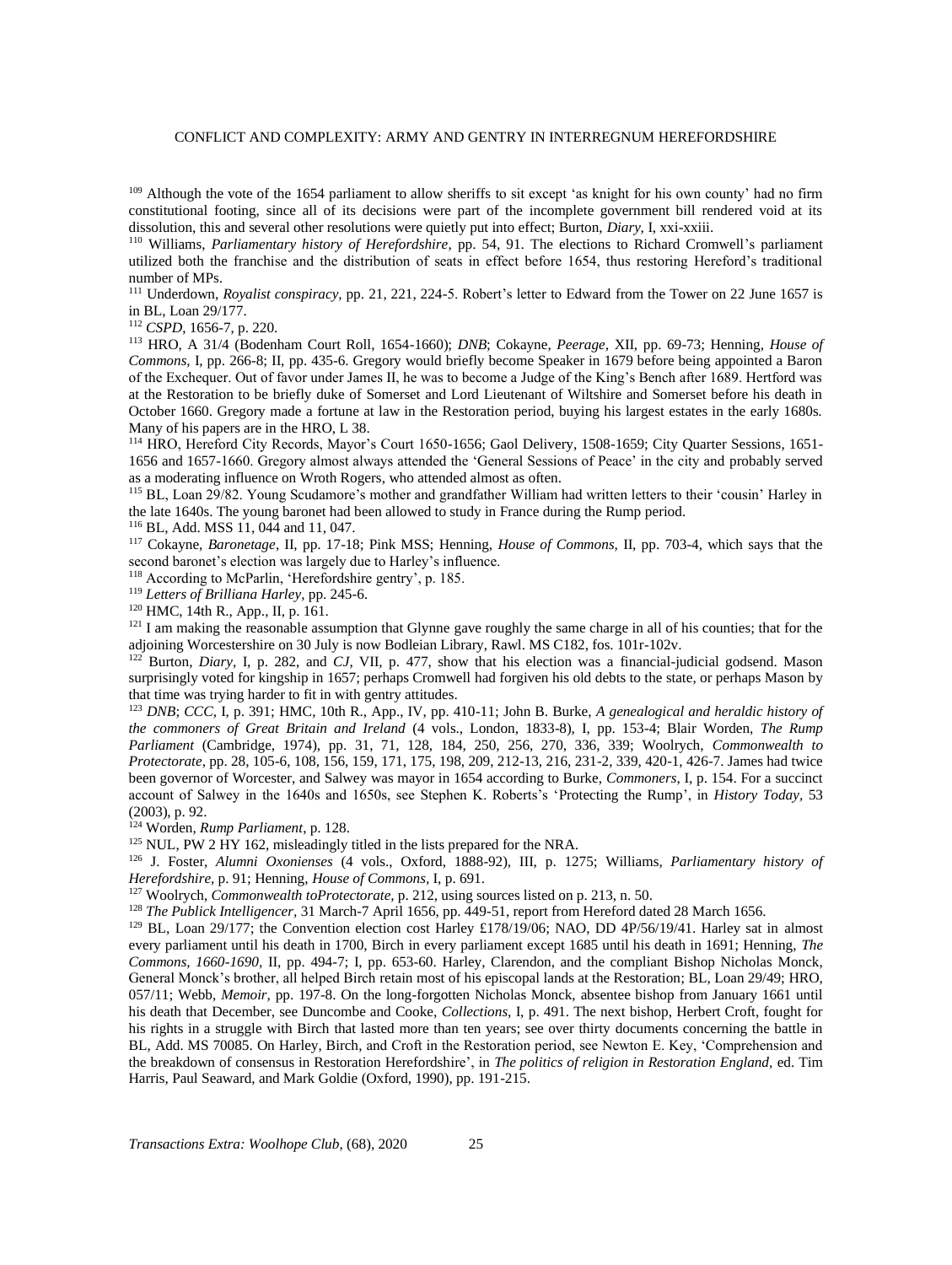[109] Although the vote of the 1654 parliament to allow sheriffs to sit except 'as knight for his own county' had no firm constitutional footing, since all of its decisions were part of the incomplete government bill rendered void at its dissolution, this and several other resolutions were quietly put into effect; Burton, *Diary*, I, xxi-xxiii.

[110] Williams, *Parliamentary history of Herefordshire*, pp. 54, 91. The elections to Richard Cromwell's parliament utilized both the franchise and the distribution of seats in effect before 1654, thus restoring Hereford's traditional number of MPs.

[111] Underdown, *Royalist conspiracy*, pp. 21, 221, 224-5. Robert's letter to Edward from the Tower on 22 June 1657 is in BL, Loan 29/177.

[112] *CSPD*, 1656-7, p. 220.

[113] HRO, A 31/4 (Bodenham Court Roll, 1654-1660); *DNB*; Cokayne, *Peerage*, XII, pp. 69-73; Henning, *House of Commons*, I, pp. 266-8; II, pp. 435-6. Gregory would briefly become Speaker in 1679 before being appointed a Baron of the Exchequer. Out of favor under James II, he was to become a Judge of the King's Bench after 1689. Hertford was at the Restoration to be briefly duke of Somerset and Lord Lieutenant of Wiltshire and Somerset before his death in October 1660. Gregory made a fortune at law in the Restoration period, buying his largest estates in the early 1680s. Many of his papers are in the HRO, L 38.

[114] HRO, Hereford City Records, Mayor's Court 1650-1656; Gaol Delivery, 1508-1659; City Quarter Sessions, 1651-1656 and 1657-1660. Gregory almost always attended the 'General Sessions of Peace' in the city and probably served as a moderating influence on Wroth Rogers, who attended almost as often.

[115] BL, Loan 29/82. Young Scudamore's mother and grandfather William had written letters to their 'cousin' Harley in the late 1640s. The young baronet had been allowed to study in France during the Rump period.

[116] BL, Add. MSS 11, 044 and 11, 047.

[117] Cokayne, *Baronetage*, II, pp. 17-18; Pink MSS; Henning, *House of Commons*, II, pp. 703-4, which says that the second baronet's election was largely due to Harley's influence.

[118] According to McParlin, 'Herefordshire gentry', p. 185.

[119] *Letters of Brilliana Harley*, pp. 245-6.

[120] HMC, 14th R., App., II, p. 161.

[121] I am making the reasonable assumption that Glynne gave roughly the same charge in all of his counties; that for the adjoining Worcestershire on 30 July is now Bodleian Library, Rawl. MS C182, fos. 101r-102v.

[122] Burton, *Diary*, I, p. 282, and *CJ*, VII, p. 477, show that his election was a financial-judicial godsend. Mason surprisingly voted for kingship in 1657; perhaps Cromwell had forgiven his old debts to the state, or perhaps Mason by that time was trying harder to fit in with gentry attitudes.

[123] *DNB*; *CCC*, I, p. 391; HMC, 10th R., App., IV, pp. 410-11; John B. Burke, *A genealogical and heraldic history of the commoners of Great Britain and Ireland* (4 vols., London, 1833-8), I, pp. 153-4; Blair Worden, *The Rump Parliament* (Cambridge, 1974), pp. 31, 71, 128, 184, 250, 256, 270, 336, 339; Woolrych, *Commonwealth to Protectorate*, pp. 28, 105-6, 108, 156, 159, 171, 175, 198, 209, 212-13, 216, 231-2, 339, 420-1, 426-7. James had twice been governor of Worcester, and Salwey was mayor in 1654 according to Burke, *Commoners*, I, p. 154. For a succinct account of Salwey in the 1640s and 1650s, see Stephen K. Roberts's 'Protecting the Rump', in *History Today*, 53 (2003), p. 92.

[124] Worden, *Rump Parliament*, p. 128.

[125] NUL, PW 2 HY 162, misleadingly titled in the lists prepared for the NRA.

[126] J. Foster, *Alumni Oxonienses* (4 vols., Oxford, 1888-92), III, p. 1275; Williams, *Parliamentary history of Herefordshire*, p. 91; Henning, *House of Commons*, I, p. 691.

[127] Woolrych, *Commonwealth toProtectorate*, p. 212, using sources listed on p. 213, n. 50.

[128] *The Publick Intelligencer*, 31 March-7 April 1656, pp. 449-51, report from Hereford dated 28 March 1656.

[129] BL, Loan 29/177; the Convention election cost Harley £178/19/06; NAO, DD 4P/56/19/41. Harley sat in almost every parliament until his death in 1700, Birch in every parliament except 1685 until his death in 1691; Henning, *The Commons, 1660-1690*, II, pp. 494-7; I, pp. 653-60. Harley, Clarendon, and the compliant Bishop Nicholas Monck, General Monck's brother, all helped Birch retain most of his episcopal lands at the Restoration; BL, Loan 29/49; HRO, 057/11; Webb, *Memoir*, pp. 197-8. On the long-forgotten Nicholas Monck, absentee bishop from January 1661 until his death that December, see Duncombe and Cooke, *Collections*, I, p. 491. The next bishop, Herbert Croft, fought for his rights in a struggle with Birch that lasted more than ten years; see over thirty documents concerning the battle in BL, Add. MS 70085. On Harley, Birch, and Croft in the Restoration period, see Newton E. Key, 'Comprehension and the breakdown of consensus in Restoration Herefordshire', in *The politics of religion in Restoration England*, ed. Tim Harris, Paul Seaward, and Mark Goldie (Oxford, 1990), pp. 191-215.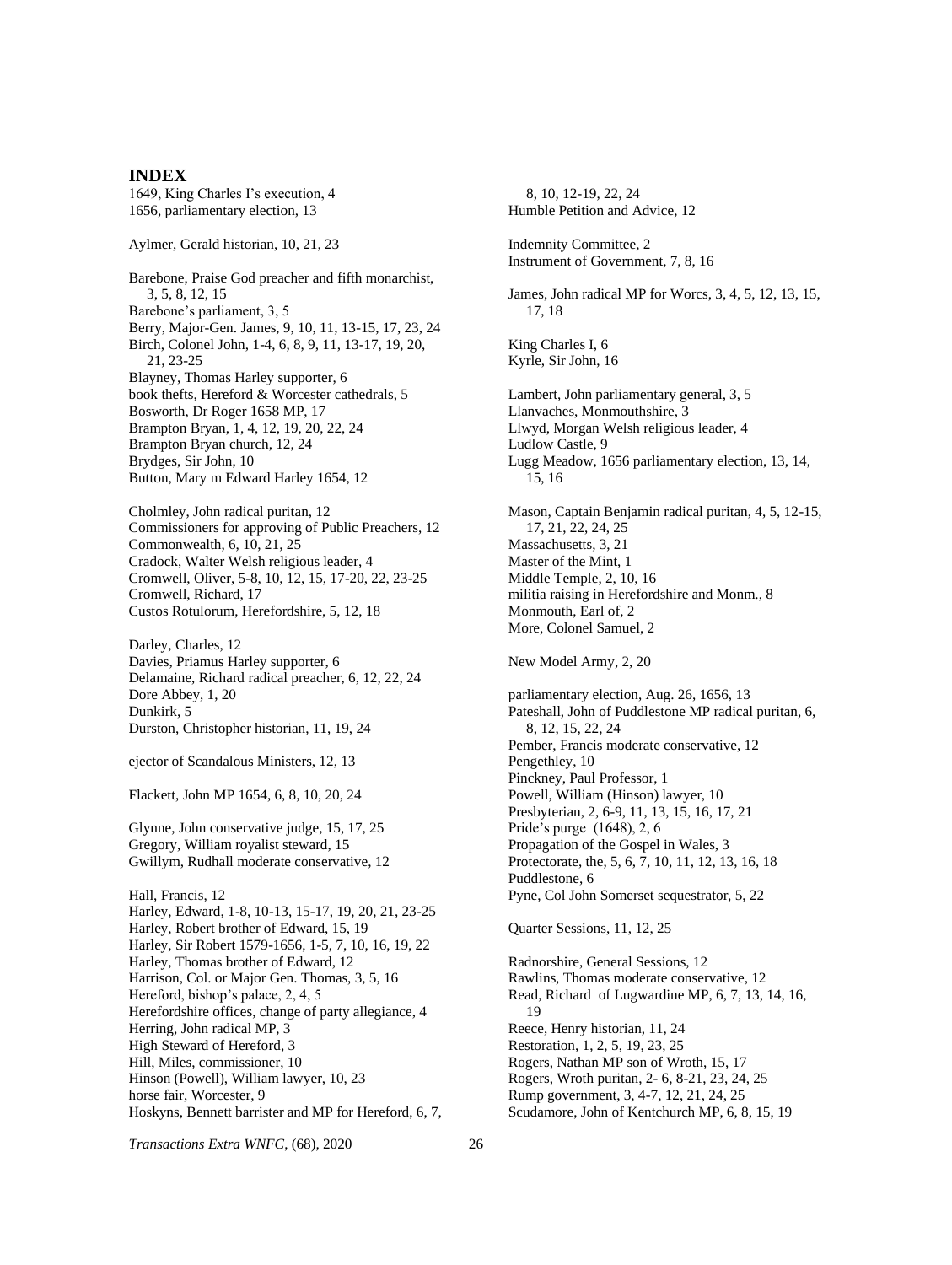## INDEX

1649, King Charles I's execution, 4
1656, parliamentary election, 13

Aylmer, Gerald historian, 10, 21, 23

Barebone, Praise God preacher and fifth monarchist, 3, 5, 8, 12, 15
Barebone's parliament, 3, 5
Berry, Major-Gen. James, 9, 10, 11, 13-15, 17, 23, 24
Birch, Colonel John, 1-4, 6, 8, 9, 11, 13-17, 19, 20, 21, 23-25
Blayney, Thomas Harley supporter, 6
book thefts, Hereford & Worcester cathedrals, 5
Bosworth, Dr Roger 1658 MP, 17
Brampton Bryan, 1, 4, 12, 19, 20, 22, 24
Brampton Bryan church, 12, 24
Brydges, Sir John, 10
Button, Mary m Edward Harley 1654, 12

Cholmley, John radical puritan, 12
Commissioners for approving of Public Preachers, 12
Commonwealth, 6, 10, 21, 25
Cradock, Walter Welsh religious leader, 4
Cromwell, Oliver, 5-8, 10, 12, 15, 17-20, 22, 23-25
Cromwell, Richard, 17
Custos Rotulorum, Herefordshire, 5, 12, 18

Darley, Charles, 12
Davies, Priamus Harley supporter, 6
Delamaine, Richard radical preacher, 6, 12, 22, 24
Dore Abbey, 1, 20
Dunkirk, 5
Durston, Christopher historian, 11, 19, 24

ejector of Scandalous Ministers, 12, 13

Flackett, John MP 1654, 6, 8, 10, 20, 24

Glynne, John conservative judge, 15, 17, 25
Gregory, William royalist steward, 15
Gwillym, Rudhall moderate conservative, 12

Hall, Francis, 12
Harley, Edward, 1-8, 10-13, 15-17, 19, 20, 21, 23-25
Harley, Robert brother of Edward, 15, 19
Harley, Sir Robert 1579-1656, 1-5, 7, 10, 16, 19, 22
Harley, Thomas brother of Edward, 12
Harrison, Col. or Major Gen. Thomas, 3, 5, 16
Hereford, bishop's palace, 2, 4, 5
Herefordshire offices, change of party allegiance, 4
Herring, John radical MP, 3
High Steward of Hereford, 3
Hill, Miles, commissioner, 10
Hinson (Powell), William lawyer, 10, 23
horse fair, Worcester, 9
Hoskyns, Bennett barrister and MP for Hereford, 6, 7, 8, 10, 12-19, 22, 24
Humble Petition and Advice, 12

Indemnity Committee, 2
Instrument of Government, 7, 8, 16

James, John radical MP for Worcs, 3, 4, 5, 12, 13, 15, 17, 18

King Charles I, 6
Kyrle, Sir John, 16

Lambert, John parliamentary general, 3, 5
Llanvaches, Monmouthshire, 3
Llwyd, Morgan Welsh religious leader, 4
Ludlow Castle, 9
Lugg Meadow, 1656 parliamentary election, 13, 14, 15, 16

Mason, Captain Benjamin radical puritan, 4, 5, 12-15, 17, 21, 22, 24, 25
Massachusetts, 3, 21
Master of the Mint, 1
Middle Temple, 2, 10, 16
militia raising in Herefordshire and Monm., 8
Monmouth, Earl of, 2
More, Colonel Samuel, 2

New Model Army, 2, 20

parliamentary election, Aug. 26, 1656, 13
Pateshall, John of Puddlestone MP radical puritan, 6, 8, 12, 15, 22, 24
Pember, Francis moderate conservative, 12
Pengethley, 10
Pinckney, Paul Professor, 1
Powell, William (Hinson) lawyer, 10
Presbyterian, 2, 6-9, 11, 13, 15, 16, 17, 21
Pride's purge (1648), 2, 6
Propagation of the Gospel in Wales, 3
Protectorate, the, 5, 6, 7, 10, 11, 12, 13, 16, 18
Puddlestone, 6
Pyne, Col John Somerset sequestrator, 5, 22

Quarter Sessions, 11, 12, 25

Radnorshire, General Sessions, 12
Rawlins, Thomas moderate conservative, 12
Read, Richard of Lugwardine MP, 6, 7, 13, 14, 16, 19
Reece, Henry historian, 11, 24
Restoration, 1, 2, 5, 19, 23, 25
Rogers, Nathan MP son of Wroth, 15, 17
Rogers, Wroth puritan, 2- 6, 8-21, 23, 24, 25
Rump government, 3, 4-7, 12, 21, 24, 25
Scudamore, John of Kentchurch MP, 6, 8, 15, 19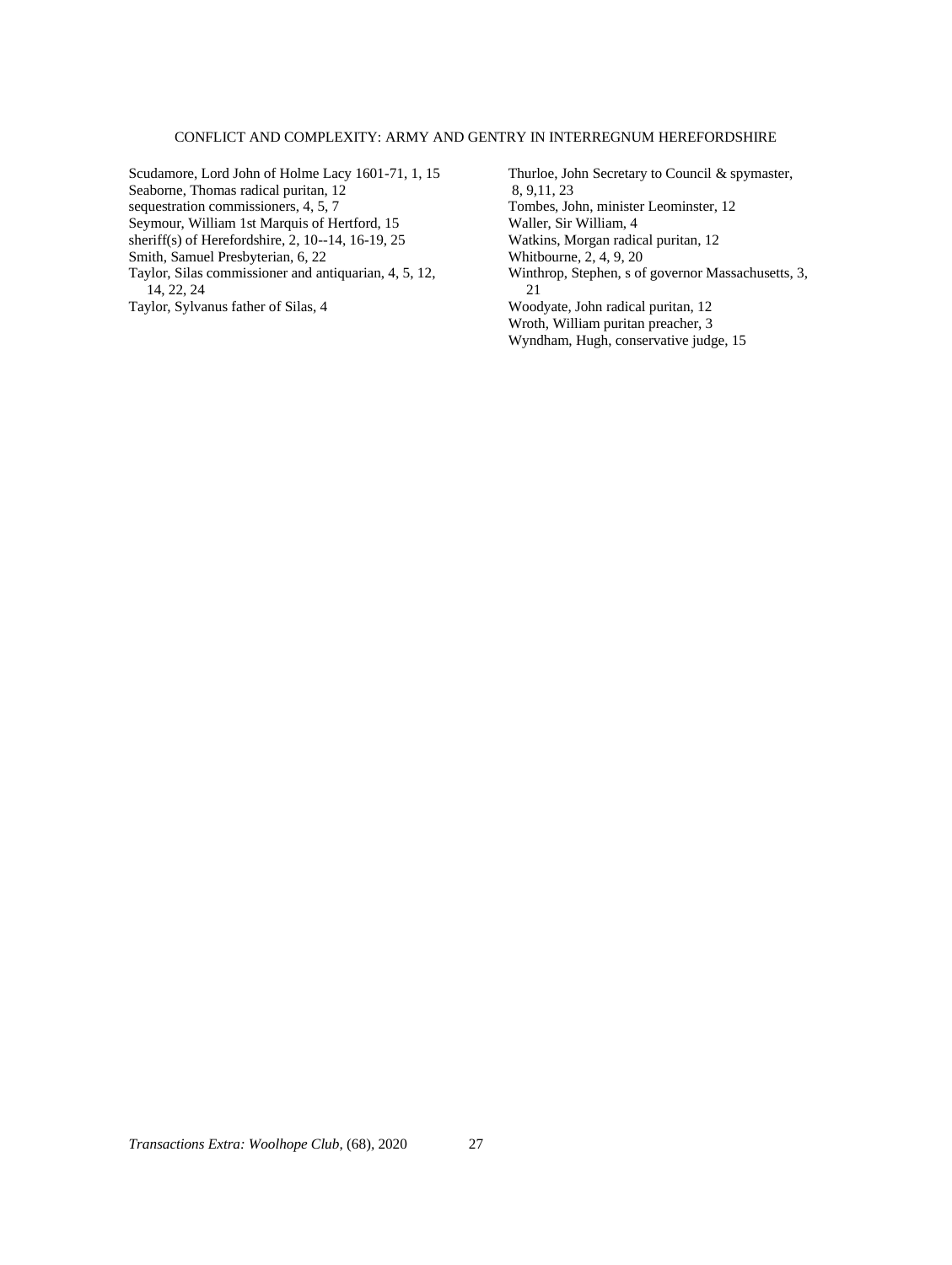Scudamore, Lord John of Holme Lacy 1601-71, 1, 15
Seaborne, Thomas radical puritan, 12
sequestration commissioners, 4, 5, 7
Seymour, William 1st Marquis of Hertford, 15
sheriff(s) of Herefordshire, 2, 10--14, 16-19, 25
Smith, Samuel Presbyterian, 6, 22
Taylor, Silas commissioner and antiquarian, 4, 5, 12, 14, 22, 24
Taylor, Sylvanus father of Silas, 4
Thurloe, John Secretary to Council & spymaster, 8, 9,11, 23
Tombes, John, minister Leominster, 12
Waller, Sir William, 4
Watkins, Morgan radical puritan, 12
Whitbourne, 2, 4, 9, 20
Winthrop, Stephen, s of governor Massachusetts, 3, 21
Woodyate, John radical puritan, 12
Wroth, William puritan preacher, 3
Wyndham, Hugh, conservative judge, 15